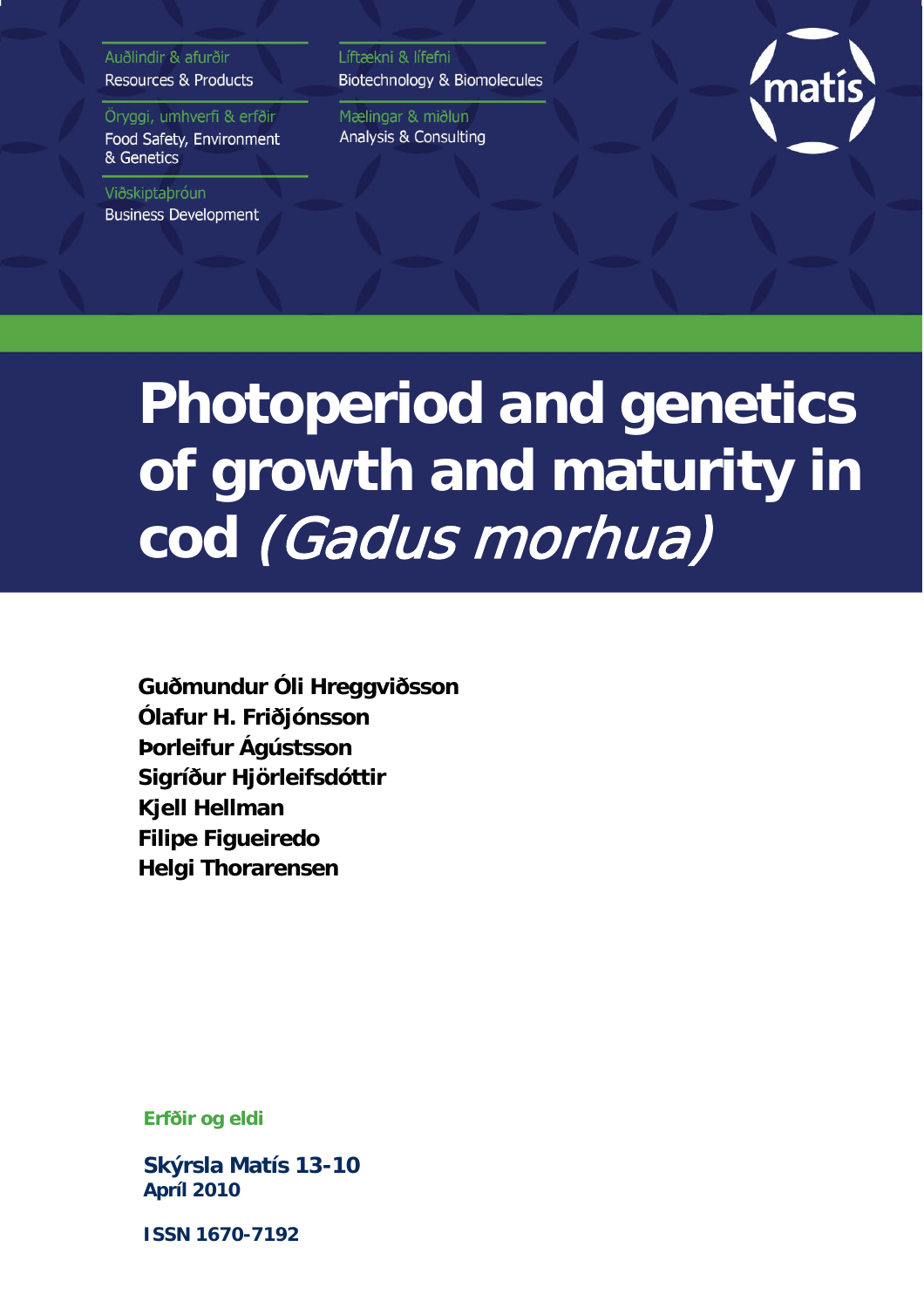Auðlindir & afurðir
Resources & Products

Öryggi, umhverfi & erfðir
Food Safety, Environment & Genetics

Viðskiptaþróun
Business Development

Líftækni & lífefni
Biotechnology & Biomolecules

Mælingar & miðlun
Analysis & Consulting

matís

# Photoperiod and genetics of growth and maturity in cod *(Gadus morhua)*

**Guðmundur Óli Hreggviðsson**
**Ólafur H. Friðjónsson**
**Þorleifur Ágústsson**
**Sigríður Hjörleifsdóttir**
**Kjell Hellman**
**Filipe Figueiredo**
**Helgi Thorarensen**

**Erfðir og eldi**

**Skýrsla Matís 13-10**
**Apríl 2010**

**ISSN 1670-7192**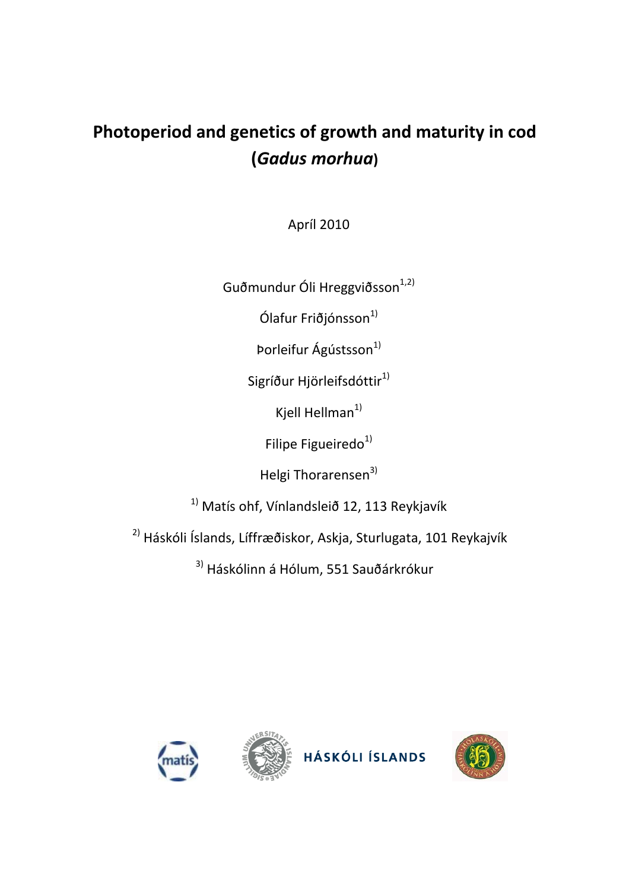# Photoperiod and genetics of growth and maturity in cod (*Gadus morhua*)

Apríl 2010

Guðmundur Óli Hreggviðsson[1,2]

Ólafur Friðjónsson[1]

Þorleifur Ágústsson[1]

Sigríður Hjörleifsdóttir[1]

Kjell Hellman[1]

Filipe Figueiredo[1]

Helgi Thorarensen[3]

[1] Matís ohf, Vínlandsleið 12, 113 Reykjavík

[2] Háskóli Íslands, Líffræðiskor, Askja, Sturlugata, 101 Reykajvík

[3] Háskólinn á Hólum, 551 Sauðárkrókur

HÁSKÓLI ÍSLANDS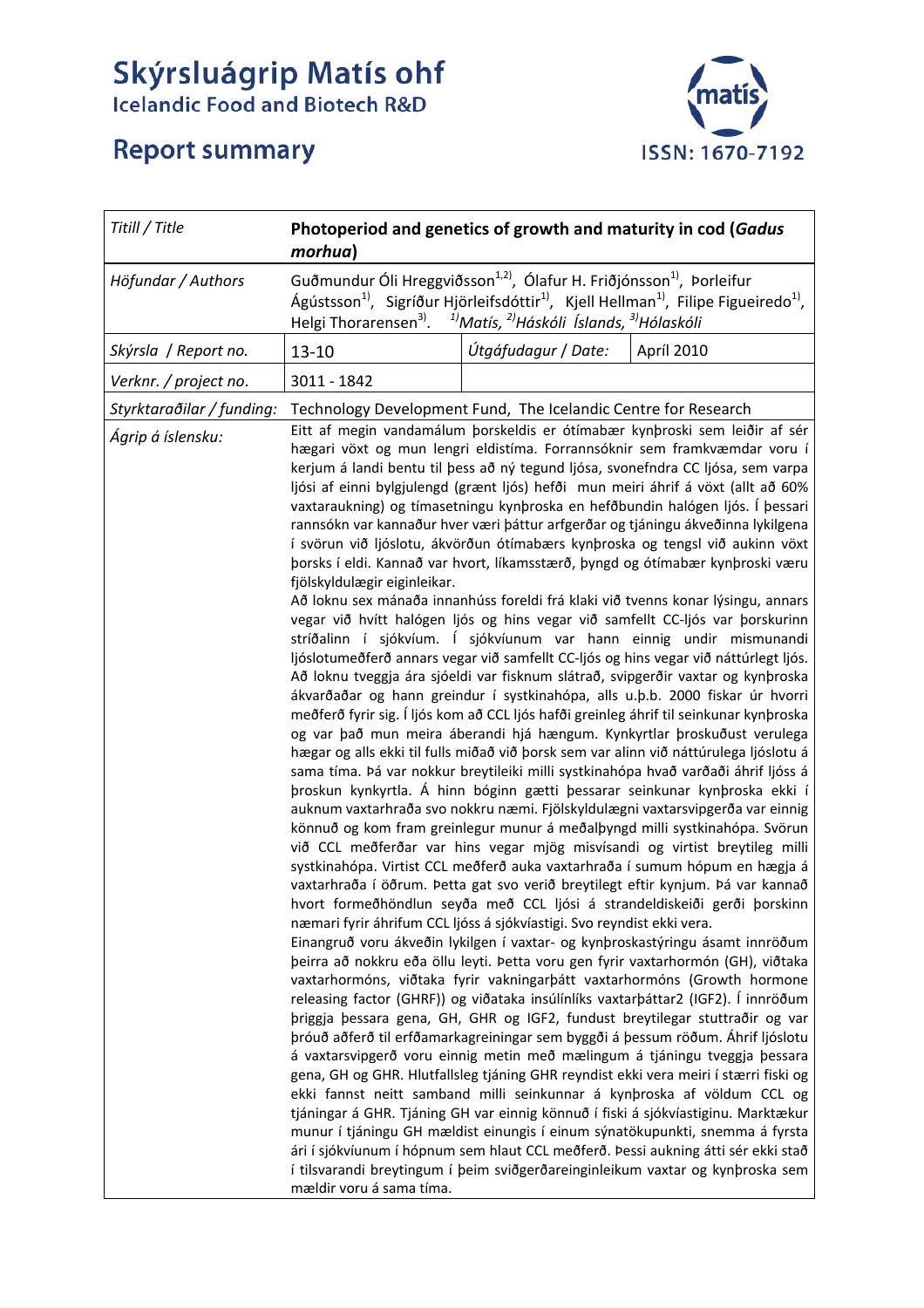# Skýrsluágrip Matís ohf

Icelandic Food and Biotech R&D

# Report summary

ISSN: 1670-7192

| Titill / Title | **Photoperiod and genetics of growth and maturity in cod (*Gadus morhua*)** | | |
|---|---|---|---|
| Höfundar / Authors | Guðmundur Óli Hreggviðsson[1,2], Ólafur H. Friðjónsson[1], Þorleifur Ágústsson[1], Sigríður Hjörleifsdóttir[1], Kjell Hellman[1], Filipe Figueiredo[1], Helgi Thorarensen[3]. [1]*Matís*, [2]*Háskóli Íslands*, [3]*Hólaskóli* | | |
| Skýrsla / Report no. | 13-10 | Útgáfudagur / Date: | Apríl 2010 |
| Verknr. / project no. | 3011 - 1842 | | |
| Styrktaraðilar / funding: | Technology Development Fund, The Icelandic Centre for Research | | |
| Ágrip á íslensku: | Eitt af megin vandamálum þorskeldis er ótímabær kynþroski sem leiðir af sér hægari vöxt og mun lengri eldistíma. Forrannsóknir sem framkvæmdar voru í kerjum á landi bentu til þess að ný tegund ljósa, svonefndra CC ljósa, sem varpa ljósi af einni bylgjulengd (grænt ljós) hefði mun meiri áhrif á vöxt (allt að 60% vaxtaraukning) og tímasetningu kynþroska en hefðbundin halógen ljós. Í þessari rannsókn var kannaður hver væri þáttur arfgerðar og tjáningu ákveðinna lykilgena í svörun við ljóslotu, ákvörðun ótímabærs kynþroska og tengsl við aukinn vöxt þorsks í eldi. Kannað var hvort, líkamsstærð, þyngd og ótímabær kynþroski væru fjölskyldulægir eiginleikar.<br>Að loknu sex mánaða innanhúss foreldi frá klaki við tvenns konar lýsingu, annars vegar við hvítt halógen ljós og hins vegar við samfellt CC-ljós var þorskurinn strídalinn í sjókvíum. Í sjókvíunum var hann einnig undir mismunandi ljóslotumeðferð annars vegar við samfellt CC-ljós og hins vegar við náttúrlegt ljós. Að loknu tveggja ára sjóeldi var fisknum slátrað, svipgerðir vaxtar og kynþroska ákvarðaðar og hann greindur í systkinahópa, alls u.þ.b. 2000 fiskar úr hvorri meðferð fyrir sig. Í ljós kom að CCL ljós hafði greinleg áhrif til seinkunar kynþroska og var það mun meira áberandi hjá hængum. Kynkyrtlar þroskuðust verulega hægar og alls ekki til fulls miðað við þorsk sem var alinn við náttúrulega ljóslotu á sama tíma. Þá var nokkur breytileiki milli systkinahópa hvað varðaði áhrif ljóss á þroskun kynkyrtla. Á hinn bóginn gætti þessarar seinkunar kynþroska ekki í auknum vaxtarhraða svo nokkru næmi. Fjölskyldulægni vaxtarsvipgerða var einnig könnuð og kom fram greinlegur munur á meðalþyngd milli systkinahópa. Svörun við CCL meðferðar var hins vegar mjög misvísandi og virtist breytileg milli systkinahópa. Virtist CCL meðferð auka vaxtarhraða í sumum hópum en hægja á vaxtarhraða í öðrum. Þetta gat svo verið breytilegt eftir kynjum. Þá var kannað hvort formeðhöndlun seyða með CCL ljósi á strandeldiskeiði gerði þorskinn næmari fyrir áhrifum CCL ljóss á sjókvíastigi. Svo reyndist ekki vera.<br>Einangruð voru ákveðin lykilgen í vaxtar- og kynþroskastýringu ásamt innröðum þeirra að nokkru eða öllu leyti. Þetta voru gen fyrir vaxtarhormón (GH), viðtaka vaxtarhormóns, viðtaka fyrir vakningarþátt vaxtarhormóns (Growth hormone releasing factor (GHRF)) og viðtaka insúlínlíks vaxtarþáttar2 (IGF2). Í innröðum þriggja þessara gena, GH, GHR og IGF2, fundust breytilegar stuttraðir og var þróuð aðferð til erfðamarkagreiningar sem byggði á þessum röðum. Áhrif ljóslotu á vaxtarsvipgerð voru einnig metin með mælingum á tjáningu tveggja þessara gena, GH og GHR. Hlutfallsleg tjáning GHR reyndist ekki vera meiri í stærri fiski og ekki fannst neitt samband milli seinkunnar á kynþroska af völdum CCL og tjáningar á GHR. Tjáning GH var einnig könnuð í fiski á sjókvíastiginu. Marktækur munur í tjáningu GH mældist einungis í einum sýnatökupunkti, snemma á fyrsta ári í sjókvíunum í hópnum sem hlaut CCL meðferð. Þessi aukning átti sér ekki stað í tilsvarandi breytingum í þeim sviðgerðareinginleikum vaxtar og kynþroska sem mældir voru á sama tíma. | | |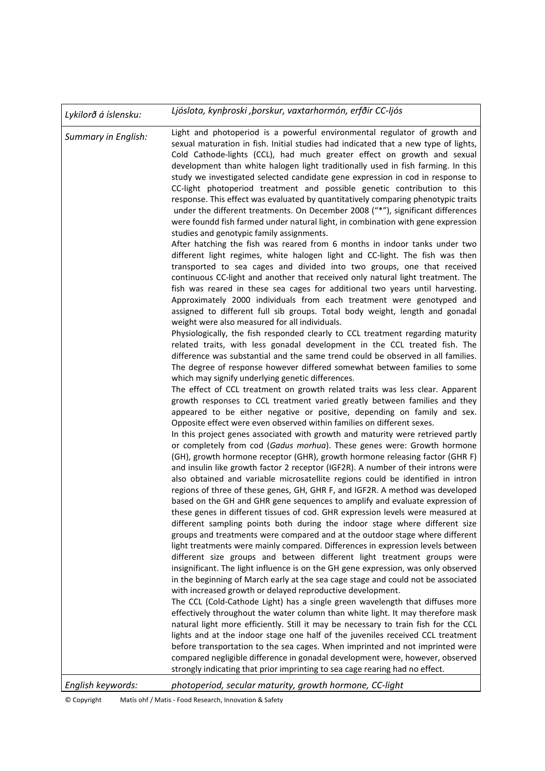| | |
|---|---|
| *Lykilorð á íslensku:* | *Ljóslota, kynþroski ,þorskur, vaxtarhormón, erfðir CC-ljós* |
| *Summary in English:* | Light and photoperiod is a powerful environmental regulator of growth and sexual maturation in fish. Initial studies had indicated that a new type of lights, Cold Cathode-lights (CCL), had much greater effect on growth and sexual development than white halogen light traditionally used in fish farming. In this study we investigated selected candidate gene expression in cod in response to CC-light photoperiod treatment and possible genetic contribution to this response. This effect was evaluated by quantitatively comparing phenotypic traits under the different treatments. On December 2008 ("*"), significant differences were foundd fish farmed under natural light, in combination with gene expression studies and genotypic family assignments.<br>After hatching the fish was reared from 6 months in indoor tanks under two different light regimes, white halogen light and CC-light. The fish was then transported to sea cages and divided into two groups, one that received continuous CC-light and another that received only natural light treatment. The fish was reared in these sea cages for additional two years until harvesting. Approximately 2000 individuals from each treatment were genotyped and assigned to different full sib groups. Total body weight, length and gonadal weight were also measured for all individuals.<br>Physiologically, the fish responded clearly to CCL treatment regarding maturity related traits, with less gonadal development in the CCL treated fish. The difference was substantial and the same trend could be observed in all families. The degree of response however differed somewhat between families to some which may signify underlying genetic differences.<br>The effect of CCL treatment on growth related traits was less clear. Apparent growth responses to CCL treatment varied greatly between families and they appeared to be either negative or positive, depending on family and sex. Opposite effect were even observed within families on different sexes.<br>In this project genes associated with growth and maturity were retrieved partly or completely from cod (*Gadus morhua*). These genes were: Growth hormone (GH), growth hormone receptor (GHR), growth hormone releasing factor (GHR F) and insulin like growth factor 2 receptor (IGF2R). A number of their introns were also obtained and variable microsatellite regions could be identified in intron regions of three of these genes, GH, GHR F, and IGF2R. A method was developed based on the GH and GHR gene sequences to amplify and evaluate expression of these genes in different tissues of cod. GHR expression levels were measured at different sampling points both during the indoor stage where different size groups and treatments were compared and at the outdoor stage where different light treatments were mainly compared. Differences in expression levels between different size groups and between different light treatment groups were insignificant. The light influence is on the GH gene expression, was only observed in the beginning of March early at the sea cage stage and could not be associated with increased growth or delayed reproductive development.<br>The CCL (Cold-Cathode Light) has a single green wavelength that diffuses more effectively throughout the water column than white light. It may therefore mask natural light more efficiently. Still it may be necessary to train fish for the CCL lights and at the indoor stage one half of the juveniles received CCL treatment before transportation to the sea cages. When imprinted and not imprinted were compared negligible difference in gonadal development were, however, observed strongly indicating that prior imprinting to sea cage rearing had no effect. |
| *English keywords:* | *photoperiod, secular maturity, growth hormone, CC-light* |

© Copyright Matís ohf / Matis - Food Research, Innovation & Safety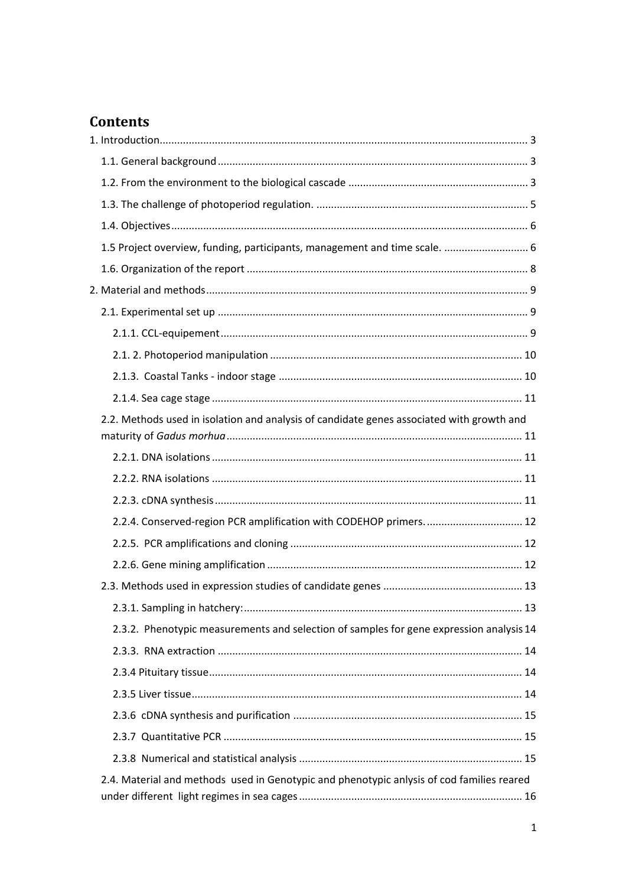# Contents

1. Introduction ..... 3
   - 1.1. General background ..... 3
   - 1.2. From the environment to the biological cascade ..... 3
   - 1.3. The challenge of photoperiod regulation. ..... 5
   - 1.4. Objectives ..... 6
   - 1.5 Project overview, funding, participants, management and time scale. ..... 6
   - 1.6. Organization of the report ..... 8
2. Material and methods ..... 9
   - 2.1. Experimental set up ..... 9
     - 2.1.1. CCL-equipement ..... 9
     - 2.1. 2. Photoperiod manipulation ..... 10
     - 2.1.3. Coastal Tanks - indoor stage ..... 10
     - 2.1.4. Sea cage stage ..... 11
   - 2.2. Methods used in isolation and analysis of candidate genes associated with growth and maturity of *Gadus morhua* ..... 11
     - 2.2.1. DNA isolations ..... 11
     - 2.2.2. RNA isolations ..... 11
     - 2.2.3. cDNA synthesis ..... 11
     - 2.2.4. Conserved-region PCR amplification with CODEHOP primers. ..... 12
     - 2.2.5. PCR amplifications and cloning ..... 12
     - 2.2.6. Gene mining amplification ..... 12
   - 2.3. Methods used in expression studies of candidate genes ..... 13
     - 2.3.1. Sampling in hatchery: ..... 13
     - 2.3.2. Phenotypic measurements and selection of samples for gene expression analysis ..... 14
     - 2.3.3. RNA extraction ..... 14
     - 2.3.4 Pituitary tissue ..... 14
     - 2.3.5 Liver tissue ..... 14
     - 2.3.6 cDNA synthesis and purification ..... 15
     - 2.3.7 Quantitative PCR ..... 15
     - 2.3.8 Numerical and statistical analysis ..... 15
   - 2.4. Material and methods used in Genotypic and phenotypic anlysis of cod families reared under different light regimes in sea cages ..... 16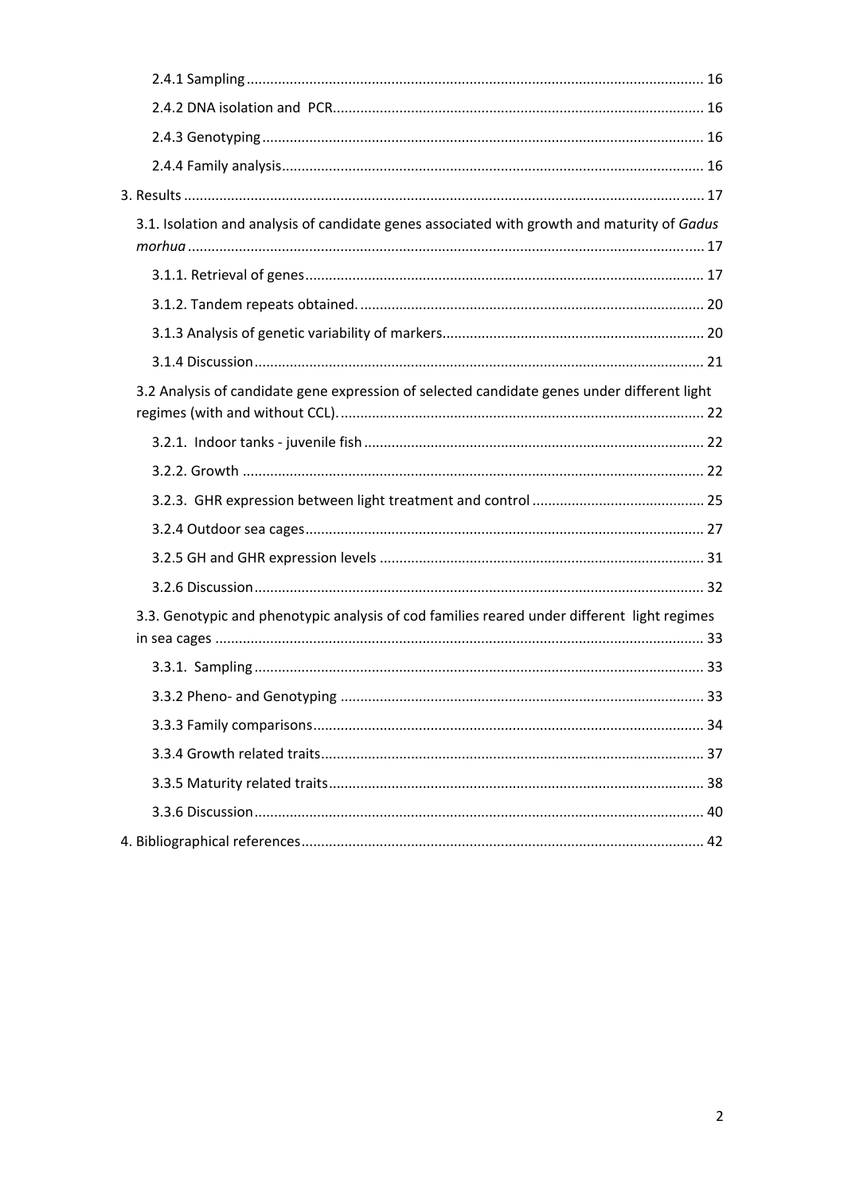2.4.1 Sampling .... 16

2.4.2 DNA isolation and PCR .... 16

2.4.3 Genotyping .... 16

2.4.4 Family analysis .... 16

3. Results .... 17

3.1. Isolation and analysis of candidate genes associated with growth and maturity of *Gadus morhua* .... 17

3.1.1. Retrieval of genes .... 17

3.1.2. Tandem repeats obtained. .... 20

3.1.3 Analysis of genetic variability of markers .... 20

3.1.4 Discussion .... 21

3.2 Analysis of candidate gene expression of selected candidate genes under different light regimes (with and without CCL). .... 22

3.2.1. Indoor tanks - juvenile fish .... 22

3.2.2. Growth .... 22

3.2.3. GHR expression between light treatment and control .... 25

3.2.4 Outdoor sea cages .... 27

3.2.5 GH and GHR expression levels .... 31

3.2.6 Discussion .... 32

3.3. Genotypic and phenotypic analysis of cod families reared under different light regimes in sea cages .... 33

3.3.1. Sampling .... 33

3.3.2 Pheno- and Genotyping .... 33

3.3.3 Family comparisons .... 34

3.3.4 Growth related traits .... 37

3.3.5 Maturity related traits .... 38

3.3.6 Discussion .... 40

4. Bibliographical references .... 42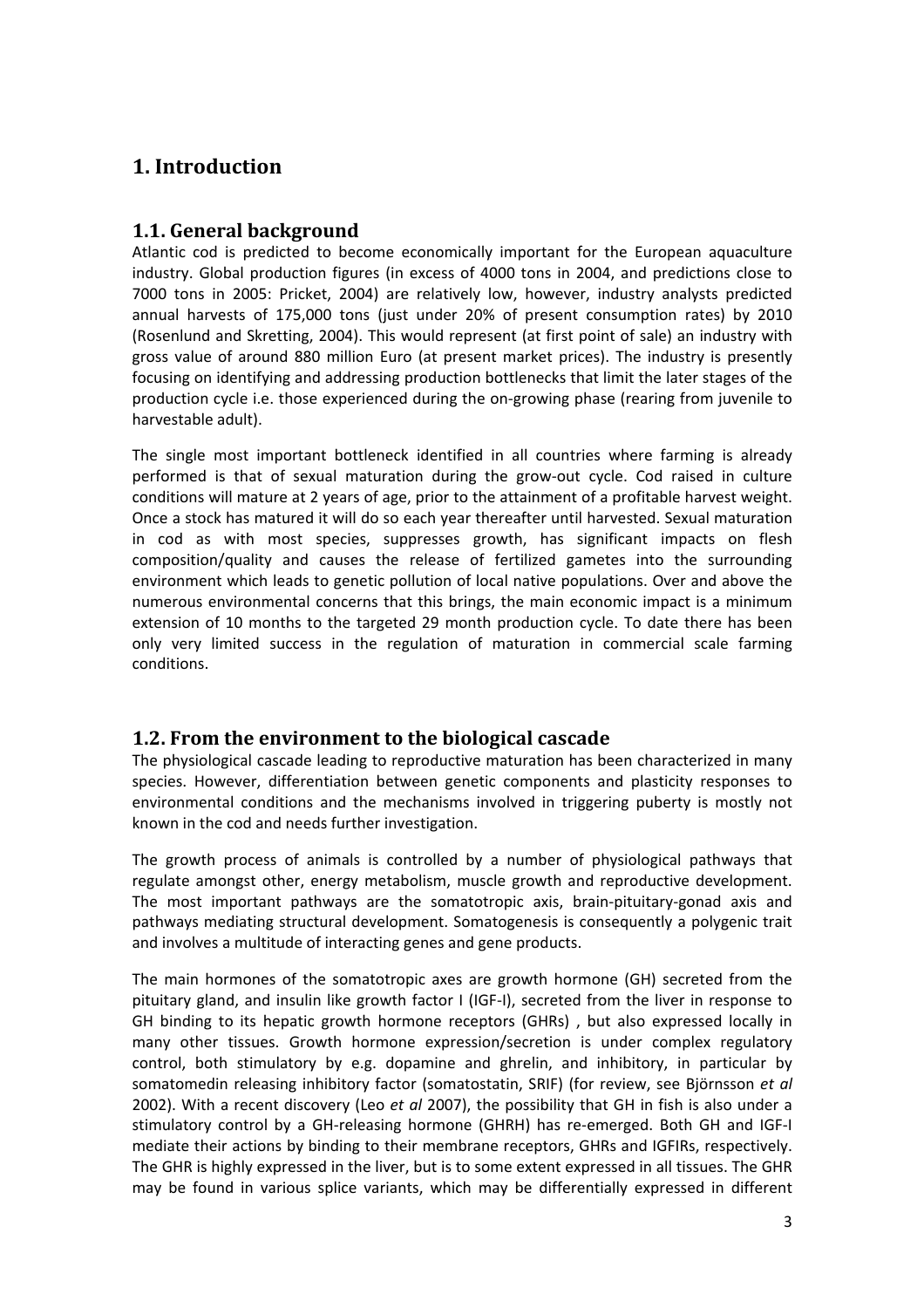# 1. Introduction

## 1.1. General background

Atlantic cod is predicted to become economically important for the European aquaculture industry. Global production figures (in excess of 4000 tons in 2004, and predictions close to 7000 tons in 2005: Pricket, 2004) are relatively low, however, industry analysts predicted annual harvests of 175,000 tons (just under 20% of present consumption rates) by 2010 (Rosenlund and Skretting, 2004). This would represent (at first point of sale) an industry with gross value of around 880 million Euro (at present market prices). The industry is presently focusing on identifying and addressing production bottlenecks that limit the later stages of the production cycle i.e. those experienced during the on-growing phase (rearing from juvenile to harvestable adult).

The single most important bottleneck identified in all countries where farming is already performed is that of sexual maturation during the grow-out cycle. Cod raised in culture conditions will mature at 2 years of age, prior to the attainment of a profitable harvest weight. Once a stock has matured it will do so each year thereafter until harvested. Sexual maturation in cod as with most species, suppresses growth, has significant impacts on flesh composition/quality and causes the release of fertilized gametes into the surrounding environment which leads to genetic pollution of local native populations. Over and above the numerous environmental concerns that this brings, the main economic impact is a minimum extension of 10 months to the targeted 29 month production cycle. To date there has been only very limited success in the regulation of maturation in commercial scale farming conditions.

## 1.2. From the environment to the biological cascade

The physiological cascade leading to reproductive maturation has been characterized in many species. However, differentiation between genetic components and plasticity responses to environmental conditions and the mechanisms involved in triggering puberty is mostly not known in the cod and needs further investigation.

The growth process of animals is controlled by a number of physiological pathways that regulate amongst other, energy metabolism, muscle growth and reproductive development. The most important pathways are the somatotropic axis, brain-pituitary-gonad axis and pathways mediating structural development. Somatogenesis is consequently a polygenic trait and involves a multitude of interacting genes and gene products.

The main hormones of the somatotropic axes are growth hormone (GH) secreted from the pituitary gland, and insulin like growth factor I (IGF-I), secreted from the liver in response to GH binding to its hepatic growth hormone receptors (GHRs) , but also expressed locally in many other tissues. Growth hormone expression/secretion is under complex regulatory control, both stimulatory by e.g. dopamine and ghrelin, and inhibitory, in particular by somatomedin releasing inhibitory factor (somatostatin, SRIF) (for review, see Björnsson *et al* 2002). With a recent discovery (Leo *et al* 2007), the possibility that GH in fish is also under a stimulatory control by a GH-releasing hormone (GHRH) has re-emerged. Both GH and IGF-I mediate their actions by binding to their membrane receptors, GHRs and IGFIRs, respectively. The GHR is highly expressed in the liver, but is to some extent expressed in all tissues. The GHR may be found in various splice variants, which may be differentially expressed in different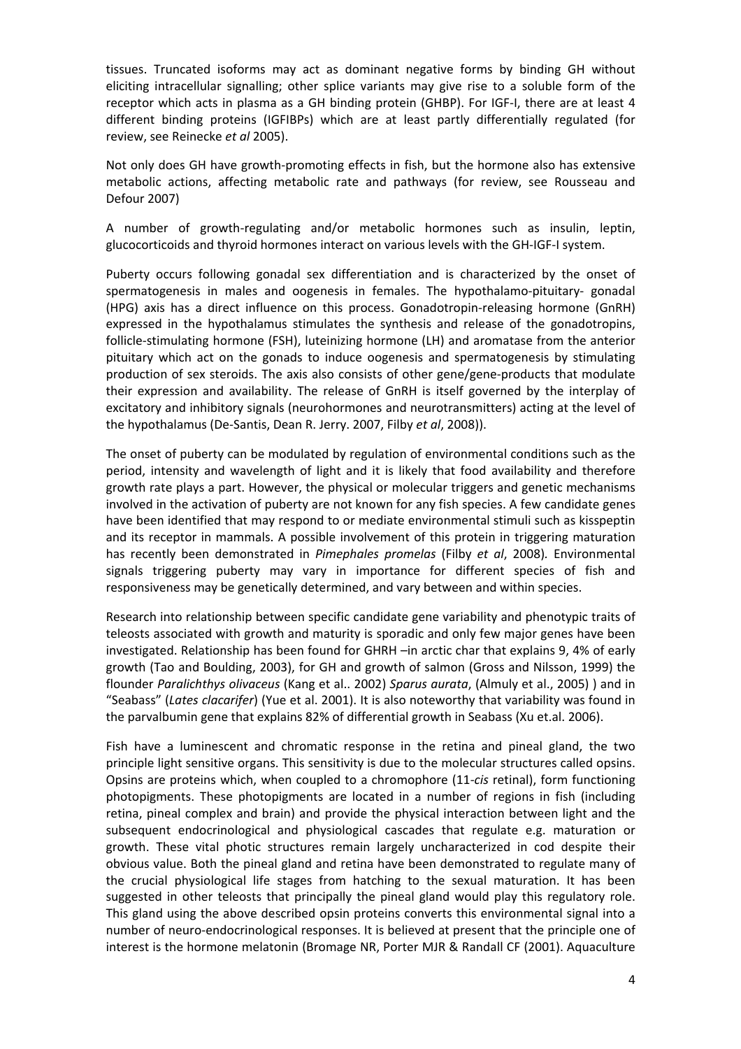tissues. Truncated isoforms may act as dominant negative forms by binding GH without eliciting intracellular signalling; other splice variants may give rise to a soluble form of the receptor which acts in plasma as a GH binding protein (GHBP). For IGF-I, there are at least 4 different binding proteins (IGFIBPs) which are at least partly differentially regulated (for review, see Reinecke *et al* 2005).

Not only does GH have growth-promoting effects in fish, but the hormone also has extensive metabolic actions, affecting metabolic rate and pathways (for review, see Rousseau and Defour 2007)

A number of growth-regulating and/or metabolic hormones such as insulin, leptin, glucocorticoids and thyroid hormones interact on various levels with the GH-IGF-I system.

Puberty occurs following gonadal sex differentiation and is characterized by the onset of spermatogenesis in males and oogenesis in females. The hypothalamo-pituitary- gonadal (HPG) axis has a direct influence on this process. Gonadotropin-releasing hormone (GnRH) expressed in the hypothalamus stimulates the synthesis and release of the gonadotropins, follicle-stimulating hormone (FSH), luteinizing hormone (LH) and aromatase from the anterior pituitary which act on the gonads to induce oogenesis and spermatogenesis by stimulating production of sex steroids. The axis also consists of other gene/gene-products that modulate their expression and availability. The release of GnRH is itself governed by the interplay of excitatory and inhibitory signals (neurohormones and neurotransmitters) acting at the level of the hypothalamus (De-Santis, Dean R. Jerry. 2007, Filby *et al*, 2008)).

The onset of puberty can be modulated by regulation of environmental conditions such as the period, intensity and wavelength of light and it is likely that food availability and therefore growth rate plays a part. However, the physical or molecular triggers and genetic mechanisms involved in the activation of puberty are not known for any fish species. A few candidate genes have been identified that may respond to or mediate environmental stimuli such as kisspeptin and its receptor in mammals. A possible involvement of this protein in triggering maturation has recently been demonstrated in *Pimephales promelas* (Filby *et al*, 2008)*.* Environmental signals triggering puberty may vary in importance for different species of fish and responsiveness may be genetically determined, and vary between and within species.

Research into relationship between specific candidate gene variability and phenotypic traits of teleosts associated with growth and maturity is sporadic and only few major genes have been investigated. Relationship has been found for GHRH –in arctic char that explains 9, 4% of early growth (Tao and Boulding, 2003), for GH and growth of salmon (Gross and Nilsson, 1999) the flounder *Paralichthys olivaceus* (Kang et al.. 2002) *Sparus aurata*, (Almuly et al., 2005) ) and in "Seabass" (*Lates clacarifer*) (Yue et al. 2001). It is also noteworthy that variability was found in the parvalbumin gene that explains 82% of differential growth in Seabass (Xu et.al. 2006).

Fish have a luminescent and chromatic response in the retina and pineal gland, the two principle light sensitive organs. This sensitivity is due to the molecular structures called opsins. Opsins are proteins which, when coupled to a chromophore (11-*cis* retinal), form functioning photopigments. These photopigments are located in a number of regions in fish (including retina, pineal complex and brain) and provide the physical interaction between light and the subsequent endocrinological and physiological cascades that regulate e.g. maturation or growth. These vital photic structures remain largely uncharacterized in cod despite their obvious value. Both the pineal gland and retina have been demonstrated to regulate many of the crucial physiological life stages from hatching to the sexual maturation. It has been suggested in other teleosts that principally the pineal gland would play this regulatory role. This gland using the above described opsin proteins converts this environmental signal into a number of neuro-endocrinological responses. It is believed at present that the principle one of interest is the hormone melatonin (Bromage NR, Porter MJR & Randall CF (2001). Aquaculture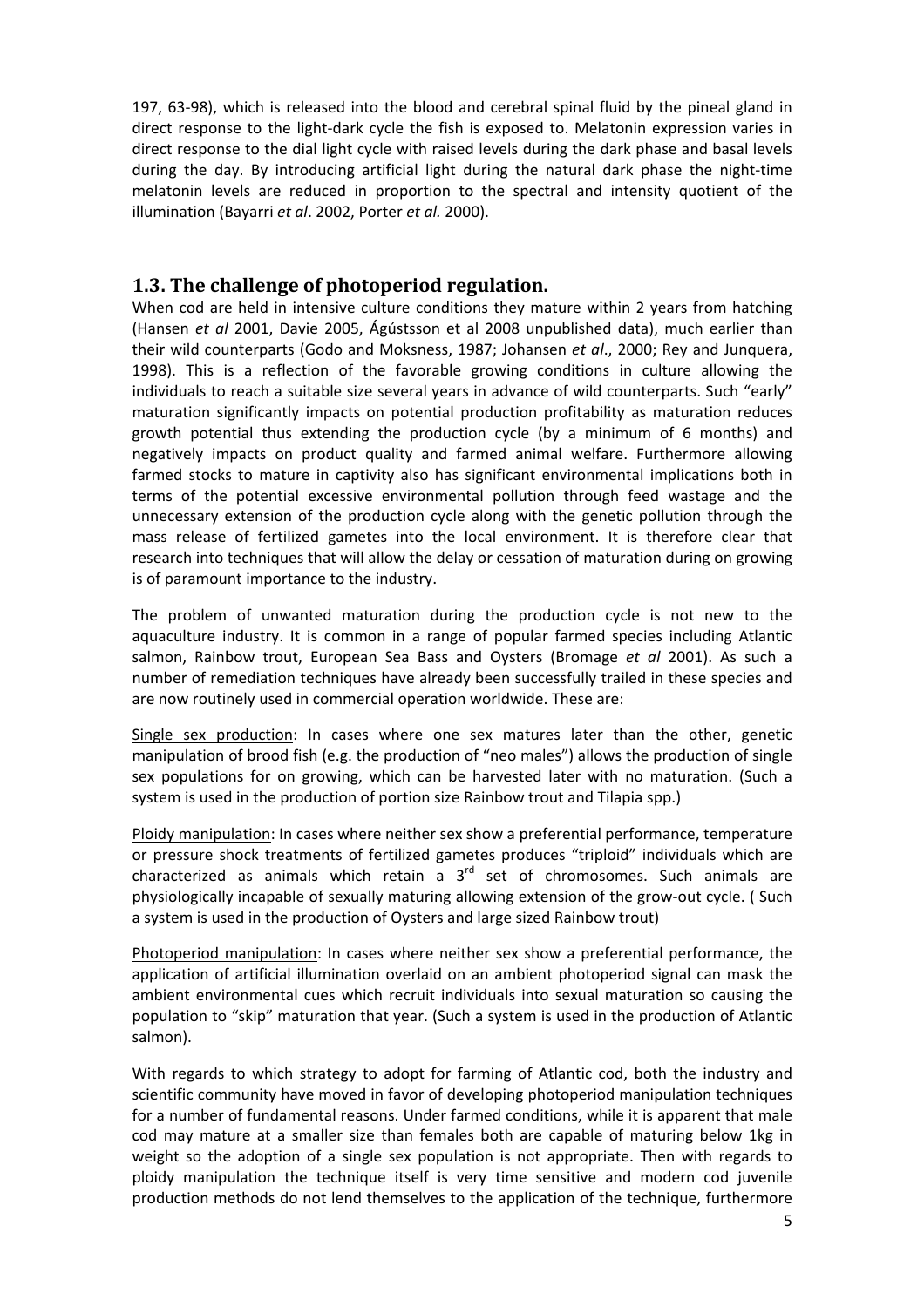197, 63-98), which is released into the blood and cerebral spinal fluid by the pineal gland in direct response to the light-dark cycle the fish is exposed to. Melatonin expression varies in direct response to the dial light cycle with raised levels during the dark phase and basal levels during the day. By introducing artificial light during the natural dark phase the night-time melatonin levels are reduced in proportion to the spectral and intensity quotient of the illumination (Bayarri *et al*. 2002, Porter *et al.* 2000).

## 1.3. The challenge of photoperiod regulation.

When cod are held in intensive culture conditions they mature within 2 years from hatching (Hansen *et al* 2001, Davie 2005, Ágústsson et al 2008 unpublished data), much earlier than their wild counterparts (Godo and Moksness, 1987; Johansen *et al*., 2000; Rey and Junquera, 1998). This is a reflection of the favorable growing conditions in culture allowing the individuals to reach a suitable size several years in advance of wild counterparts. Such "early" maturation significantly impacts on potential production profitability as maturation reduces growth potential thus extending the production cycle (by a minimum of 6 months) and negatively impacts on product quality and farmed animal welfare. Furthermore allowing farmed stocks to mature in captivity also has significant environmental implications both in terms of the potential excessive environmental pollution through feed wastage and the unnecessary extension of the production cycle along with the genetic pollution through the mass release of fertilized gametes into the local environment. It is therefore clear that research into techniques that will allow the delay or cessation of maturation during on growing is of paramount importance to the industry.

The problem of unwanted maturation during the production cycle is not new to the aquaculture industry. It is common in a range of popular farmed species including Atlantic salmon, Rainbow trout, European Sea Bass and Oysters (Bromage *et al* 2001). As such a number of remediation techniques have already been successfully trailed in these species and are now routinely used in commercial operation worldwide. These are:

Single sex production: In cases where one sex matures later than the other, genetic manipulation of brood fish (e.g. the production of "neo males") allows the production of single sex populations for on growing, which can be harvested later with no maturation. (Such a system is used in the production of portion size Rainbow trout and Tilapia spp.)

Ploidy manipulation: In cases where neither sex show a preferential performance, temperature or pressure shock treatments of fertilized gametes produces "triploid" individuals which are characterized as animals which retain a 3rd set of chromosomes. Such animals are physiologically incapable of sexually maturing allowing extension of the grow-out cycle. ( Such a system is used in the production of Oysters and large sized Rainbow trout)

Photoperiod manipulation: In cases where neither sex show a preferential performance, the application of artificial illumination overlaid on an ambient photoperiod signal can mask the ambient environmental cues which recruit individuals into sexual maturation so causing the population to "skip" maturation that year. (Such a system is used in the production of Atlantic salmon).

With regards to which strategy to adopt for farming of Atlantic cod, both the industry and scientific community have moved in favor of developing photoperiod manipulation techniques for a number of fundamental reasons. Under farmed conditions, while it is apparent that male cod may mature at a smaller size than females both are capable of maturing below 1kg in weight so the adoption of a single sex population is not appropriate. Then with regards to ploidy manipulation the technique itself is very time sensitive and modern cod juvenile production methods do not lend themselves to the application of the technique, furthermore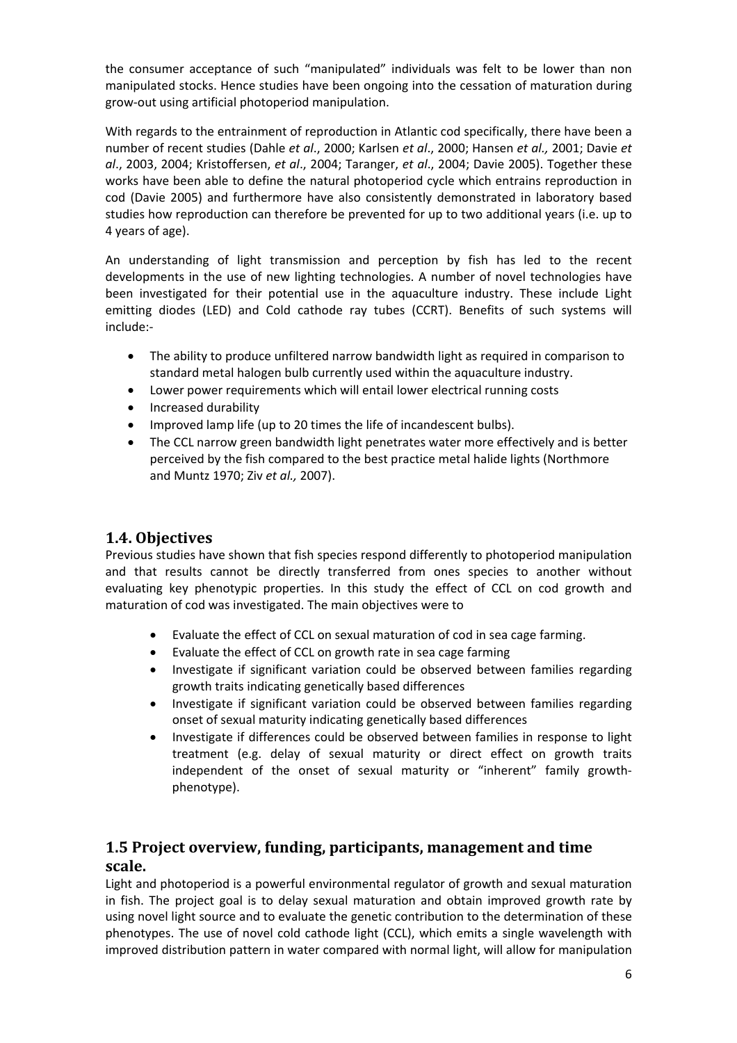the consumer acceptance of such "manipulated" individuals was felt to be lower than non manipulated stocks. Hence studies have been ongoing into the cessation of maturation during grow-out using artificial photoperiod manipulation.

With regards to the entrainment of reproduction in Atlantic cod specifically, there have been a number of recent studies (Dahle *et al*., 2000; Karlsen *et al*., 2000; Hansen *et al.,* 2001; Davie *et al*., 2003, 2004; Kristoffersen, *et al*., 2004; Taranger, *et al*., 2004; Davie 2005). Together these works have been able to define the natural photoperiod cycle which entrains reproduction in cod (Davie 2005) and furthermore have also consistently demonstrated in laboratory based studies how reproduction can therefore be prevented for up to two additional years (i.e. up to 4 years of age).

An understanding of light transmission and perception by fish has led to the recent developments in the use of new lighting technologies. A number of novel technologies have been investigated for their potential use in the aquaculture industry. These include Light emitting diodes (LED) and Cold cathode ray tubes (CCRT). Benefits of such systems will include:-

- The ability to produce unfiltered narrow bandwidth light as required in comparison to standard metal halogen bulb currently used within the aquaculture industry.
- Lower power requirements which will entail lower electrical running costs
- Increased durability
- Improved lamp life (up to 20 times the life of incandescent bulbs).
- The CCL narrow green bandwidth light penetrates water more effectively and is better perceived by the fish compared to the best practice metal halide lights (Northmore and Muntz 1970; Ziv *et al.,* 2007).

## 1.4. Objectives

Previous studies have shown that fish species respond differently to photoperiod manipulation and that results cannot be directly transferred from ones species to another without evaluating key phenotypic properties. In this study the effect of CCL on cod growth and maturation of cod was investigated. The main objectives were to

- Evaluate the effect of CCL on sexual maturation of cod in sea cage farming.
- Evaluate the effect of CCL on growth rate in sea cage farming
- Investigate if significant variation could be observed between families regarding growth traits indicating genetically based differences
- Investigate if significant variation could be observed between families regarding onset of sexual maturity indicating genetically based differences
- Investigate if differences could be observed between families in response to light treatment (e.g. delay of sexual maturity or direct effect on growth traits independent of the onset of sexual maturity or "inherent" family growth-phenotype).

## 1.5 Project overview, funding, participants, management and time scale.

Light and photoperiod is a powerful environmental regulator of growth and sexual maturation in fish. The project goal is to delay sexual maturation and obtain improved growth rate by using novel light source and to evaluate the genetic contribution to the determination of these phenotypes. The use of novel cold cathode light (CCL), which emits a single wavelength with improved distribution pattern in water compared with normal light, will allow for manipulation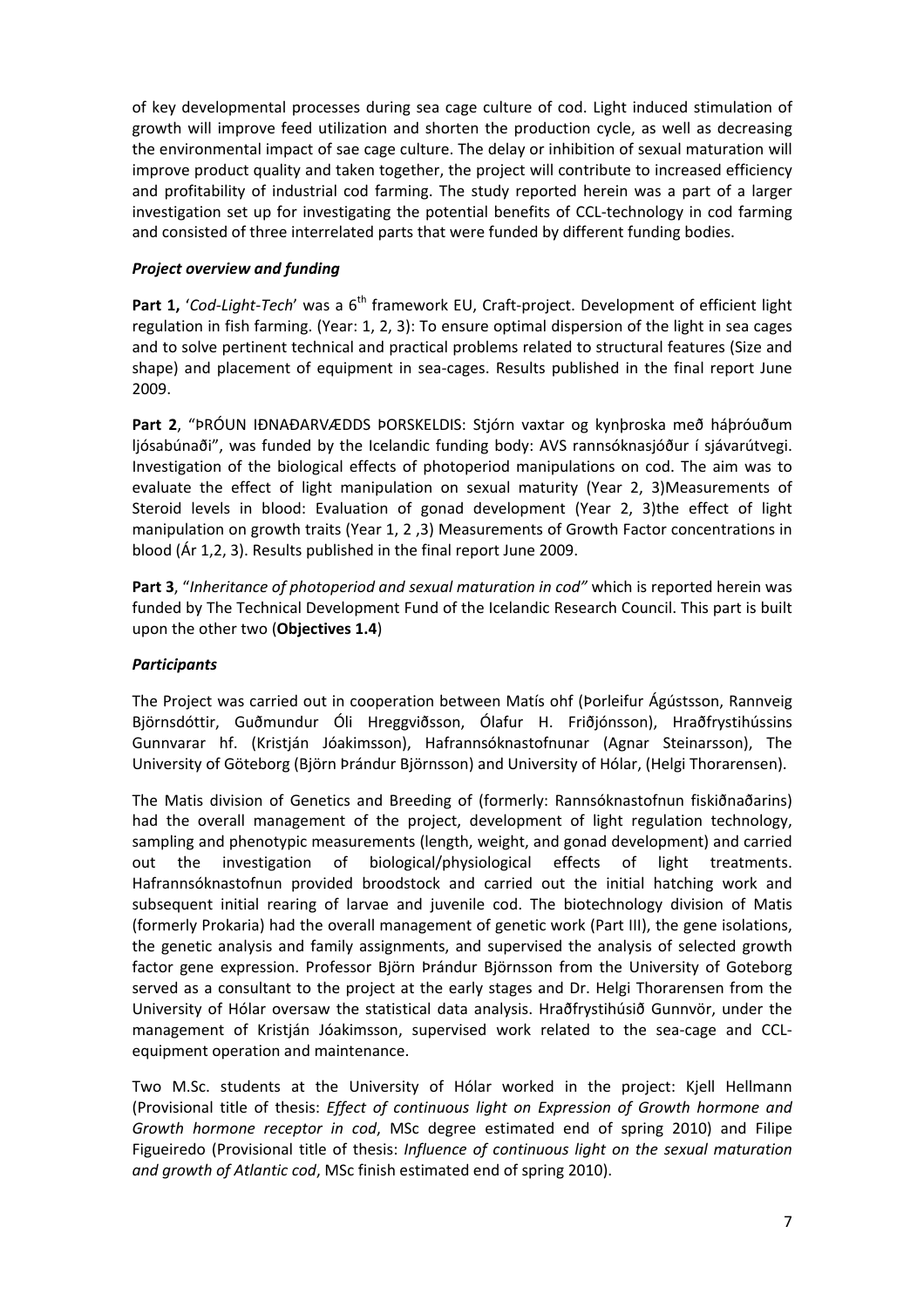of key developmental processes during sea cage culture of cod. Light induced stimulation of growth will improve feed utilization and shorten the production cycle, as well as decreasing the environmental impact of sae cage culture. The delay or inhibition of sexual maturation will improve product quality and taken together, the project will contribute to increased efficiency and profitability of industrial cod farming. The study reported herein was a part of a larger investigation set up for investigating the potential benefits of CCL-technology in cod farming and consisted of three interrelated parts that were funded by different funding bodies.

### *Project overview and funding*

**Part 1,** '*Cod-Light-Tech*' was a 6th framework EU, Craft-project. Development of efficient light regulation in fish farming. (Year: 1, 2, 3): To ensure optimal dispersion of the light in sea cages and to solve pertinent technical and practical problems related to structural features (Size and shape) and placement of equipment in sea-cages. Results published in the final report June 2009.

**Part 2**, "ÞRÓUN IÐNAÐARVÆDDS ÞORSKELDIS: Stjórn vaxtar og kynþroska með háþróuðum ljósabúnaði", was funded by the Icelandic funding body: AVS rannsóknasjóður í sjávarútvegi. Investigation of the biological effects of photoperiod manipulations on cod. The aim was to evaluate the effect of light manipulation on sexual maturity (Year 2, 3)Measurements of Steroid levels in blood: Evaluation of gonad development (Year 2, 3)the effect of light manipulation on growth traits (Year 1, 2 ,3) Measurements of Growth Factor concentrations in blood (Ár 1,2, 3). Results published in the final report June 2009.

**Part 3**, "*Inheritance of photoperiod and sexual maturation in cod"* which is reported herein was funded by The Technical Development Fund of the Icelandic Research Council. This part is built upon the other two (**Objectives 1.4**)

### *Participants*

The Project was carried out in cooperation between Matís ohf (Þorleifur Ágústsson, Rannveig Björnsdóttir, Guðmundur Óli Hreggviðsson, Ólafur H. Friðjónsson), Hraðfrystihússins Gunnvarar hf. (Kristján Jóakimsson), Hafrannsóknastofnunar (Agnar Steinarsson), The University of Göteborg (Björn Þrándur Björnsson) and University of Hólar, (Helgi Thorarensen).

The Matis division of Genetics and Breeding of (formerly: Rannsóknastofnun fiskiðnaðarins) had the overall management of the project, development of light regulation technology, sampling and phenotypic measurements (length, weight, and gonad development) and carried out the investigation of biological/physiological effects of light treatments. Hafrannsóknastofnun provided broodstock and carried out the initial hatching work and subsequent initial rearing of larvae and juvenile cod. The biotechnology division of Matis (formerly Prokaria) had the overall management of genetic work (Part III), the gene isolations, the genetic analysis and family assignments, and supervised the analysis of selected growth factor gene expression. Professor Björn Þrándur Björnsson from the University of Goteborg served as a consultant to the project at the early stages and Dr. Helgi Thorarensen from the University of Hólar oversaw the statistical data analysis. Hraðfrystihúsið Gunnvör, under the management of Kristján Jóakimsson, supervised work related to the sea-cage and CCL-equipment operation and maintenance.

Two M.Sc. students at the University of Hólar worked in the project: Kjell Hellmann (Provisional title of thesis: *Effect of continuous light on Expression of Growth hormone and Growth hormone receptor in cod*, MSc degree estimated end of spring 2010) and Filipe Figueiredo (Provisional title of thesis: *Influence of continuous light on the sexual maturation and growth of Atlantic cod*, MSc finish estimated end of spring 2010).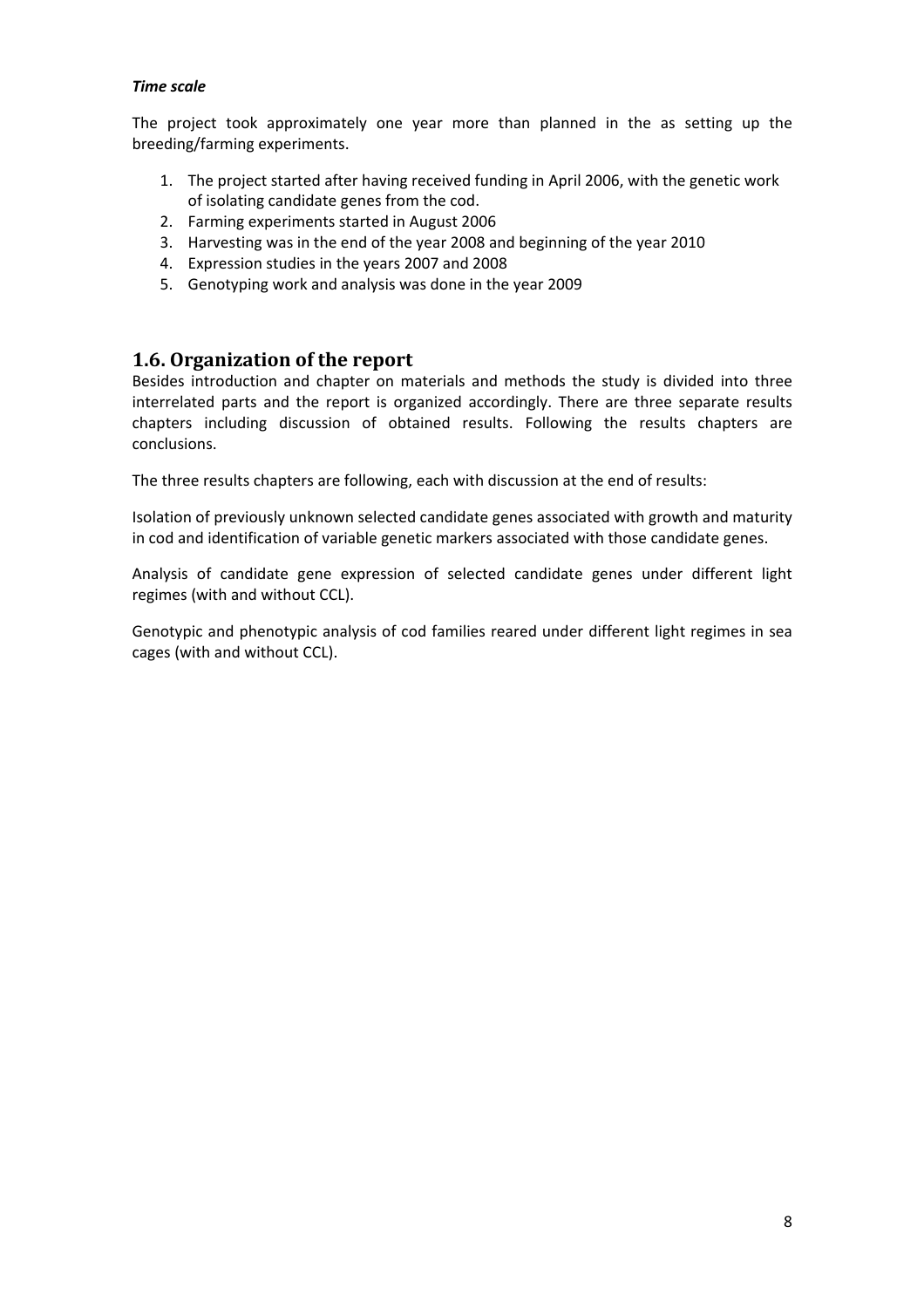***Time scale***

The project took approximately one year more than planned in the as setting up the breeding/farming experiments.

1. The project started after having received funding in April 2006, with the genetic work of isolating candidate genes from the cod.
2. Farming experiments started in August 2006
3. Harvesting was in the end of the year 2008 and beginning of the year 2010
4. Expression studies in the years 2007 and 2008
5. Genotyping work and analysis was done in the year 2009

## 1.6. Organization of the report

Besides introduction and chapter on materials and methods the study is divided into three interrelated parts and the report is organized accordingly. There are three separate results chapters including discussion of obtained results. Following the results chapters are conclusions.

The three results chapters are following, each with discussion at the end of results:

Isolation of previously unknown selected candidate genes associated with growth and maturity in cod and identification of variable genetic markers associated with those candidate genes.

Analysis of candidate gene expression of selected candidate genes under different light regimes (with and without CCL).

Genotypic and phenotypic analysis of cod families reared under different light regimes in sea cages (with and without CCL).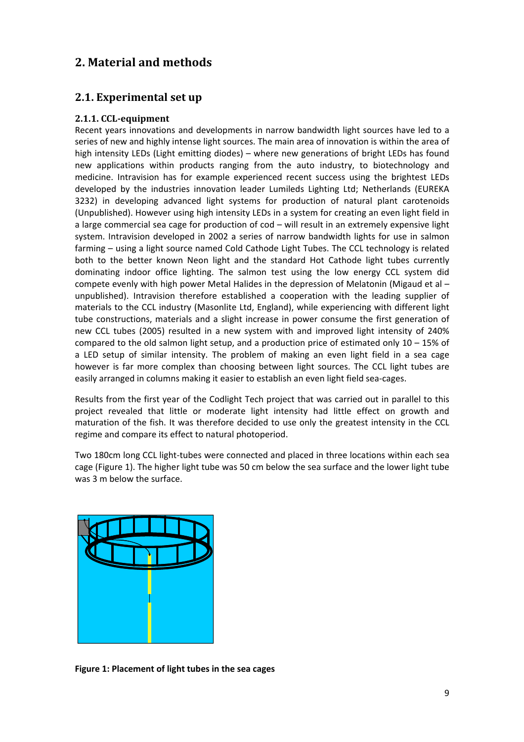## 2. Material and methods

### 2.1. Experimental set up

#### 2.1.1. CCL-equipment

Recent years innovations and developments in narrow bandwidth light sources have led to a series of new and highly intense light sources. The main area of innovation is within the area of high intensity LEDs (Light emitting diodes) – where new generations of bright LEDs has found new applications within products ranging from the auto industry, to biotechnology and medicine. Intravision has for example experienced recent success using the brightest LEDs developed by the industries innovation leader Lumileds Lighting Ltd; Netherlands (EUREKA 3232) in developing advanced light systems for production of natural plant carotenoids (Unpublished). However using high intensity LEDs in a system for creating an even light field in a large commercial sea cage for production of cod – will result in an extremely expensive light system. Intravision developed in 2002 a series of narrow bandwidth lights for use in salmon farming – using a light source named Cold Cathode Light Tubes. The CCL technology is related both to the better known Neon light and the standard Hot Cathode light tubes currently dominating indoor office lighting. The salmon test using the low energy CCL system did compete evenly with high power Metal Halides in the depression of Melatonin (Migaud et al – unpublished). Intravision therefore established a cooperation with the leading supplier of materials to the CCL industry (Masonlite Ltd, England), while experiencing with different light tube constructions, materials and a slight increase in power consume the first generation of new CCL tubes (2005) resulted in a new system with and improved light intensity of 240% compared to the old salmon light setup, and a production price of estimated only 10 – 15% of a LED setup of similar intensity. The problem of making an even light field in a sea cage however is far more complex than choosing between light sources. The CCL light tubes are easily arranged in columns making it easier to establish an even light field sea-cages.

Results from the first year of the Codlight Tech project that was carried out in parallel to this project revealed that little or moderate light intensity had little effect on growth and maturation of the fish. It was therefore decided to use only the greatest intensity in the CCL regime and compare its effect to natural photoperiod.

Two 180cm long CCL light-tubes were connected and placed in three locations within each sea cage (Figure 1). The higher light tube was 50 cm below the sea surface and the lower light tube was 3 m below the surface.

**Figure 1: Placement of light tubes in the sea cages**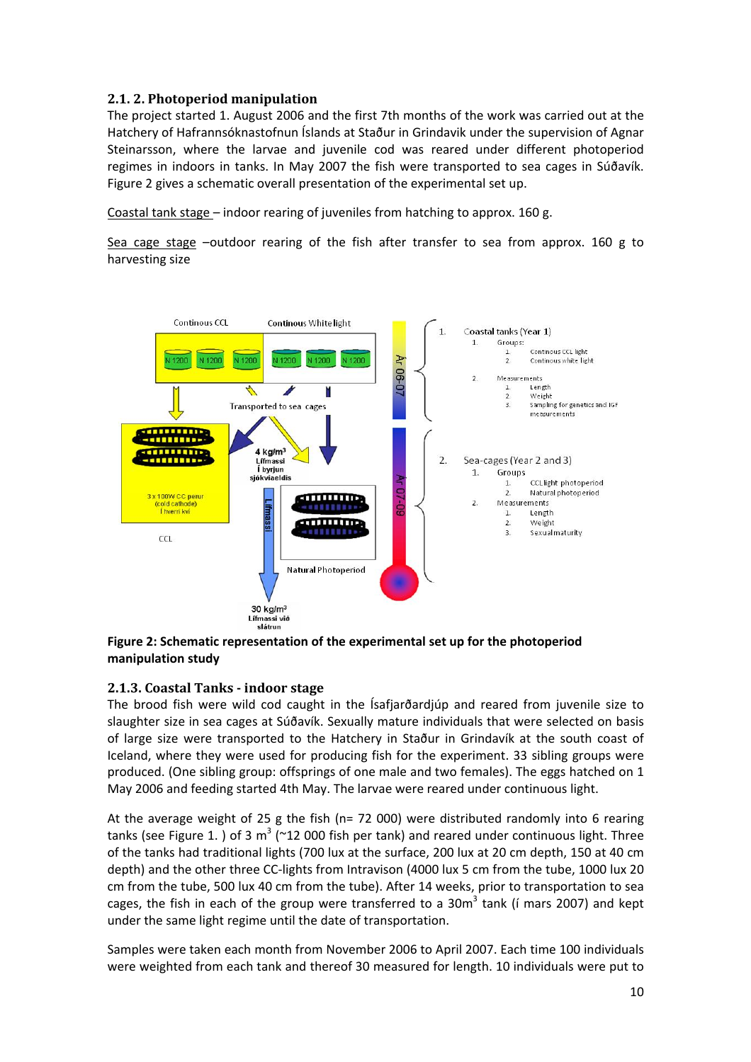### 2.1. 2. Photoperiod manipulation

The project started 1. August 2006 and the first 7th months of the work was carried out at the Hatchery of Hafrannsóknastofnun Íslands at Staður in Grindavik under the supervision of Agnar Steinarsson, where the larvae and juvenile cod was reared under different photoperiod regimes in indoors in tanks. In May 2007 the fish were transported to sea cages in Súðavík. Figure 2 gives a schematic overall presentation of the experimental set up.

Coastal tank stage – indoor rearing of juveniles from hatching to approx. 160 g.

Sea cage stage –outdoor rearing of the fish after transfer to sea from approx. 160 g to harvesting size

**Figure 2: Schematic representation of the experimental set up for the photoperiod manipulation study**

### 2.1.3. Coastal Tanks - indoor stage

The brood fish were wild cod caught in the Ísafjarðardjúp and reared from juvenile size to slaughter size in sea cages at Súðavík. Sexually mature individuals that were selected on basis of large size were transported to the Hatchery in Staður in Grindavík at the south coast of Iceland, where they were used for producing fish for the experiment. 33 sibling groups were produced. (One sibling group: offsprings of one male and two females). The eggs hatched on 1 May 2006 and feeding started 4th May. The larvae were reared under continuous light.

At the average weight of 25 g the fish (n= 72 000) were distributed randomly into 6 rearing tanks (see Figure 1. ) of 3 $m^3$ (~12 000 fish per tank) and reared under continuous light. Three of the tanks had traditional lights (700 lux at the surface, 200 lux at 20 cm depth, 150 at 40 cm depth) and the other three CC-lights from Intravison (4000 lux 5 cm from the tube, 1000 lux 20 cm from the tube, 500 lux 40 cm from the tube). After 14 weeks, prior to transportation to sea cages, the fish in each of the group were transferred to a 30$m^3$ tank (í mars 2007) and kept under the same light regime until the date of transportation.

Samples were taken each month from November 2006 to April 2007. Each time 100 individuals were weighted from each tank and thereof 30 measured for length. 10 individuals were put to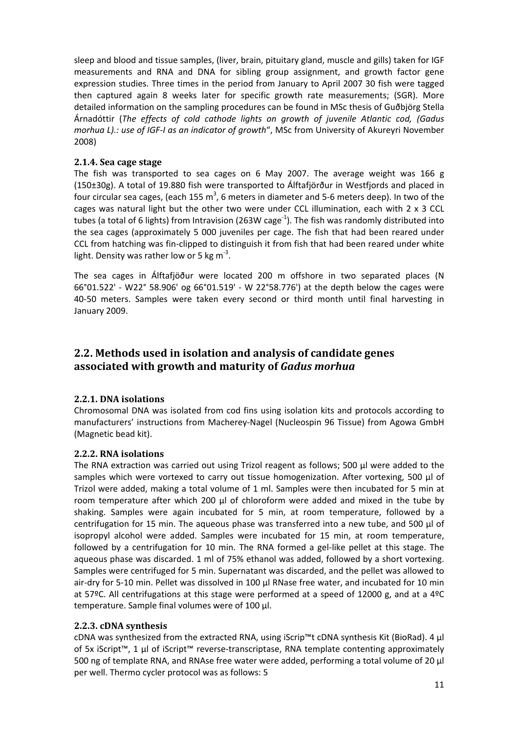sleep and blood and tissue samples, (liver, brain, pituitary gland, muscle and gills) taken for IGF measurements and RNA and DNA for sibling group assignment, and growth factor gene expression studies. Three times in the period from January to April 2007 30 fish were tagged then captured again 8 weeks later for specific growth rate measurements; (SGR). More detailed information on the sampling procedures can be found in MSc thesis of Guðbjörg Stella Árnadóttir (*The effects of cold cathode lights on growth of juvenile Atlantic cod, (Gadus morhua L).: use of IGF-I as an indicator of growth*", MSc from University of Akureyri November 2008)

### 2.1.4. Sea cage stage

The fish was transported to sea cages on 6 May 2007. The average weight was 166 g (150±30g). A total of 19.880 fish were transported to Álftafjörður in Westfjords and placed in four circular sea cages, (each 155 $m^3$, 6 meters in diameter and 5-6 meters deep). In two of the cages was natural light but the other two were under CCL illumination, each with 2 x 3 CCL tubes (a total of 6 lights) from Intravision (263W $cage^{-1}$). The fish was randomly distributed into the sea cages (approximately 5 000 juveniles per cage. The fish that had been reared under CCL from hatching was fin-clipped to distinguish it from fish that had been reared under white light. Density was rather low or 5 kg $m^{-3}$.

The sea cages in Álftafjöður were located 200 m offshore in two separated places (N 66°01.522' - W22° 58.906' og 66°01.519' - W 22°58.776') at the depth below the cages were 40-50 meters. Samples were taken every second or third month until final harvesting in January 2009.

## 2.2. Methods used in isolation and analysis of candidate genes associated with growth and maturity of *Gadus morhua*

### 2.2.1. DNA isolations

Chromosomal DNA was isolated from cod fins using isolation kits and protocols according to manufacturers' instructions from Macherey-Nagel (Nucleospin 96 Tissue) from Agowa GmbH (Magnetic bead kit).

### 2.2.2. RNA isolations

The RNA extraction was carried out using Trizol reagent as follows; 500 µl were added to the samples which were vortexed to carry out tissue homogenization. After vortexing, 500 µl of Trizol were added, making a total volume of 1 ml. Samples were then incubated for 5 min at room temperature after which 200 µl of chloroform were added and mixed in the tube by shaking. Samples were again incubated for 5 min, at room temperature, followed by a centrifugation for 15 min. The aqueous phase was transferred into a new tube, and 500 µl of isopropyl alcohol were added. Samples were incubated for 15 min, at room temperature, followed by a centrifugation for 10 min. The RNA formed a gel-like pellet at this stage. The aqueous phase was discarded. 1 ml of 75% ethanol was added, followed by a short vortexing. Samples were centrifuged for 5 min. Supernatant was discarded, and the pellet was allowed to air-dry for 5-10 min. Pellet was dissolved in 100 µl RNase free water, and incubated for 10 min at 57ºC. All centrifugations at this stage were performed at a speed of 12000 g, and at a 4ºC temperature. Sample final volumes were of 100 µl.

### 2.2.3. cDNA synthesis

cDNA was synthesized from the extracted RNA, using iScrip™t cDNA synthesis Kit (BioRad). 4 µl of 5x iScript™, 1 µl of iScript™ reverse-transcriptase, RNA template contenting approximately 500 ng of template RNA, and RNAse free water were added, performing a total volume of 20 µl per well. Thermo cycler protocol was as follows: 5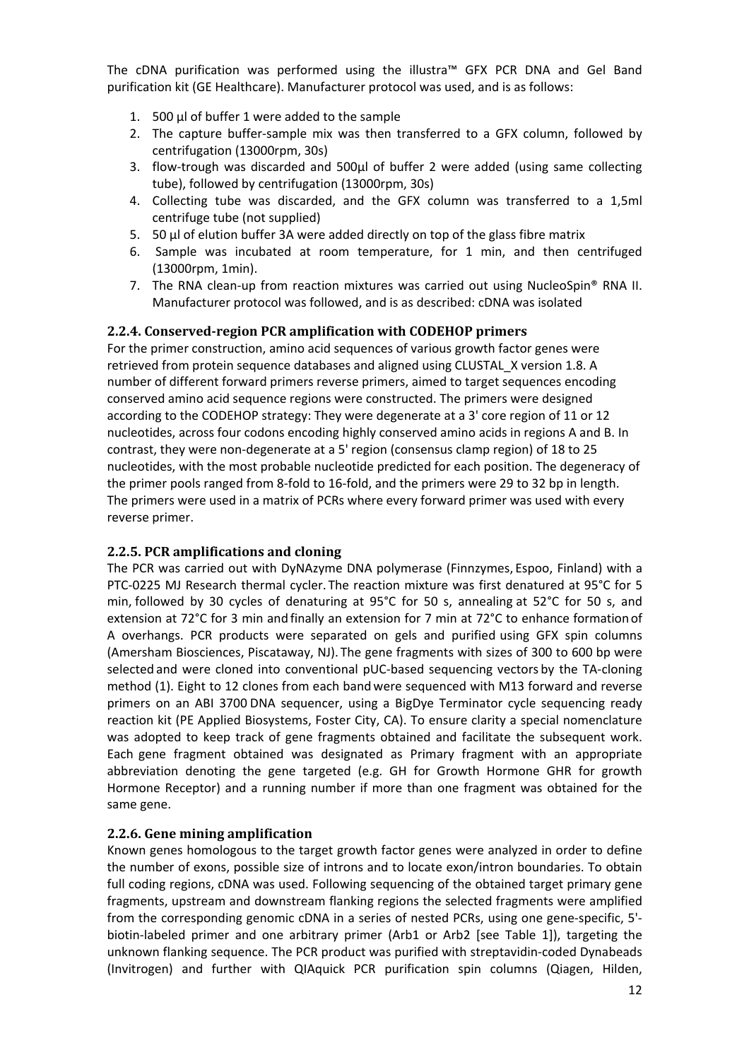The cDNA purification was performed using the illustra™ GFX PCR DNA and Gel Band purification kit (GE Healthcare). Manufacturer protocol was used, and is as follows:

1. 500 µl of buffer 1 were added to the sample
2. The capture buffer-sample mix was then transferred to a GFX column, followed by centrifugation (13000rpm, 30s)
3. flow-trough was discarded and 500µl of buffer 2 were added (using same collecting tube), followed by centrifugation (13000rpm, 30s)
4. Collecting tube was discarded, and the GFX column was transferred to a 1,5ml centrifuge tube (not supplied)
5. 50 µl of elution buffer 3A were added directly on top of the glass fibre matrix
6. Sample was incubated at room temperature, for 1 min, and then centrifuged (13000rpm, 1min).
7. The RNA clean-up from reaction mixtures was carried out using NucleoSpin® RNA II. Manufacturer protocol was followed, and is as described: cDNA was isolated

### 2.2.4. Conserved-region PCR amplification with CODEHOP primers

For the primer construction, amino acid sequences of various growth factor genes were retrieved from protein sequence databases and aligned using CLUSTAL_X version 1.8. A number of different forward primers reverse primers, aimed to target sequences encoding conserved amino acid sequence regions were constructed. The primers were designed according to the CODEHOP strategy: They were degenerate at a 3' core region of 11 or 12 nucleotides, across four codons encoding highly conserved amino acids in regions A and B. In contrast, they were non-degenerate at a 5' region (consensus clamp region) of 18 to 25 nucleotides, with the most probable nucleotide predicted for each position. The degeneracy of the primer pools ranged from 8-fold to 16-fold, and the primers were 29 to 32 bp in length. The primers were used in a matrix of PCRs where every forward primer was used with every reverse primer.

### 2.2.5. PCR amplifications and cloning

The PCR was carried out with DyNAzyme DNA polymerase (Finnzymes, Espoo, Finland) with a PTC-0225 MJ Research thermal cycler. The reaction mixture was first denatured at 95°C for 5 min, followed by 30 cycles of denaturing at 95°C for 50 s, annealing at 52°C for 50 s, and extension at 72°C for 3 min and finally an extension for 7 min at 72°C to enhance formation of A overhangs. PCR products were separated on gels and purified using GFX spin columns (Amersham Biosciences, Piscataway, NJ). The gene fragments with sizes of 300 to 600 bp were selected and were cloned into conventional pUC-based sequencing vectors by the TA-cloning method (1). Eight to 12 clones from each band were sequenced with M13 forward and reverse primers on an ABI 3700 DNA sequencer, using a BigDye Terminator cycle sequencing ready reaction kit (PE Applied Biosystems, Foster City, CA). To ensure clarity a special nomenclature was adopted to keep track of gene fragments obtained and facilitate the subsequent work. Each gene fragment obtained was designated as Primary fragment with an appropriate abbreviation denoting the gene targeted (e.g. GH for Growth Hormone GHR for growth Hormone Receptor) and a running number if more than one fragment was obtained for the same gene.

### 2.2.6. Gene mining amplification

Known genes homologous to the target growth factor genes were analyzed in order to define the number of exons, possible size of introns and to locate exon/intron boundaries. To obtain full coding regions, cDNA was used. Following sequencing of the obtained target primary gene fragments, upstream and downstream flanking regions the selected fragments were amplified from the corresponding genomic cDNA in a series of nested PCRs, using one gene-specific, 5'-biotin-labeled primer and one arbitrary primer (Arb1 or Arb2 [see Table 1]), targeting the unknown flanking sequence. The PCR product was purified with streptavidin-coded Dynabeads (Invitrogen) and further with QIAquick PCR purification spin columns (Qiagen, Hilden,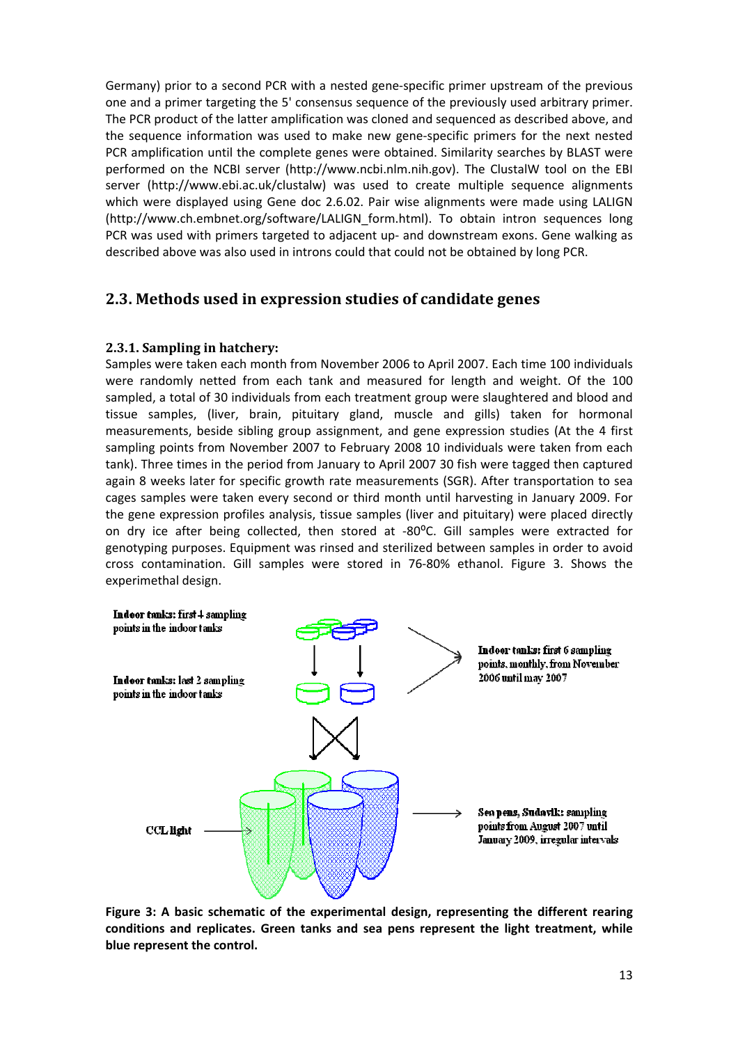Germany) prior to a second PCR with a nested gene-specific primer upstream of the previous one and a primer targeting the 5' consensus sequence of the previously used arbitrary primer. The PCR product of the latter amplification was cloned and sequenced as described above, and the sequence information was used to make new gene-specific primers for the next nested PCR amplification until the complete genes were obtained. Similarity searches by BLAST were performed on the NCBI server (http://www.ncbi.nlm.nih.gov). The ClustalW tool on the EBI server (http://www.ebi.ac.uk/clustalw) was used to create multiple sequence alignments which were displayed using Gene doc 2.6.02. Pair wise alignments were made using LALIGN (http://www.ch.embnet.org/software/LALIGN_form.html). To obtain intron sequences long PCR was used with primers targeted to adjacent up- and downstream exons. Gene walking as described above was also used in introns could that could not be obtained by long PCR.

## 2.3. Methods used in expression studies of candidate genes

### 2.3.1. Sampling in hatchery:

Samples were taken each month from November 2006 to April 2007. Each time 100 individuals were randomly netted from each tank and measured for length and weight. Of the 100 sampled, a total of 30 individuals from each treatment group were slaughtered and blood and tissue samples, (liver, brain, pituitary gland, muscle and gills) taken for hormonal measurements, beside sibling group assignment, and gene expression studies (At the 4 first sampling points from November 2007 to February 2008 10 individuals were taken from each tank). Three times in the period from January to April 2007 30 fish were tagged then captured again 8 weeks later for specific growth rate measurements (SGR). After transportation to sea cages samples were taken every second or third month until harvesting in January 2009. For the gene expression profiles analysis, tissue samples (liver and pituitary) were placed directly on dry ice after being collected, then stored at -80$^{0}$C. Gill samples were extracted for genotyping purposes. Equipment was rinsed and sterilized between samples in order to avoid cross contamination. Gill samples were stored in 76-80% ethanol. Figure 3. Shows the experimethal design.

Indoor tanks: first 4 sampling points in the indoor tanks

Indoor tanks: first 6 sampling points, monthly, from November 2006 until may 2007

Indoor tanks: last 2 sampling points in the indoor tanks

CCL light

Sea pens, Sudavik: sampling points from August 2007 until January 2009, irregular intervals

**Figure 3: A basic schematic of the experimental design, representing the different rearing conditions and replicates. Green tanks and sea pens represent the light treatment, while blue represent the control.**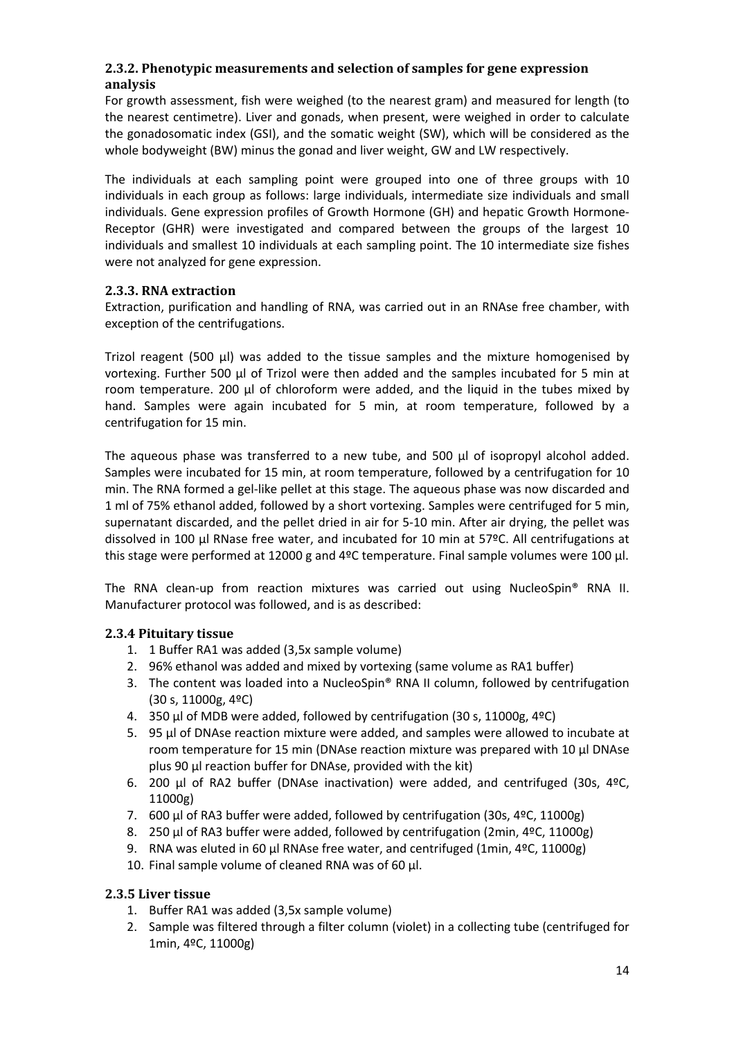### 2.3.2. Phenotypic measurements and selection of samples for gene expression analysis

For growth assessment, fish were weighed (to the nearest gram) and measured for length (to the nearest centimetre). Liver and gonads, when present, were weighed in order to calculate the gonadosomatic index (GSI), and the somatic weight (SW), which will be considered as the whole bodyweight (BW) minus the gonad and liver weight, GW and LW respectively.

The individuals at each sampling point were grouped into one of three groups with 10 individuals in each group as follows: large individuals, intermediate size individuals and small individuals. Gene expression profiles of Growth Hormone (GH) and hepatic Growth Hormone-Receptor (GHR) were investigated and compared between the groups of the largest 10 individuals and smallest 10 individuals at each sampling point. The 10 intermediate size fishes were not analyzed for gene expression.

### 2.3.3. RNA extraction

Extraction, purification and handling of RNA, was carried out in an RNAse free chamber, with exception of the centrifugations.

Trizol reagent (500 µl) was added to the tissue samples and the mixture homogenised by vortexing. Further 500 µl of Trizol were then added and the samples incubated for 5 min at room temperature. 200 µl of chloroform were added, and the liquid in the tubes mixed by hand. Samples were again incubated for 5 min, at room temperature, followed by a centrifugation for 15 min.

The aqueous phase was transferred to a new tube, and 500 µl of isopropyl alcohol added. Samples were incubated for 15 min, at room temperature, followed by a centrifugation for 10 min. The RNA formed a gel-like pellet at this stage. The aqueous phase was now discarded and 1 ml of 75% ethanol added, followed by a short vortexing. Samples were centrifuged for 5 min, supernatant discarded, and the pellet dried in air for 5-10 min. After air drying, the pellet was dissolved in 100 µl RNase free water, and incubated for 10 min at 57ºC. All centrifugations at this stage were performed at 12000 g and 4ºC temperature. Final sample volumes were 100 µl.

The RNA clean-up from reaction mixtures was carried out using NucleoSpin® RNA II. Manufacturer protocol was followed, and is as described:

### 2.3.4 Pituitary tissue

1. 1 Buffer RA1 was added (3,5x sample volume)
2. 96% ethanol was added and mixed by vortexing (same volume as RA1 buffer)
3. The content was loaded into a NucleoSpin® RNA II column, followed by centrifugation (30 s, 11000g, 4ºC)
4. 350 µl of MDB were added, followed by centrifugation (30 s, 11000g, 4ºC)
5. 95 µl of DNAse reaction mixture were added, and samples were allowed to incubate at room temperature for 15 min (DNAse reaction mixture was prepared with 10 µl DNAse plus 90 µl reaction buffer for DNAse, provided with the kit)
6. 200 µl of RA2 buffer (DNAse inactivation) were added, and centrifuged (30s, 4ºC, 11000g)
7. 600 µl of RA3 buffer were added, followed by centrifugation (30s, 4ºC, 11000g)
8. 250 µl of RA3 buffer were added, followed by centrifugation (2min, 4ºC, 11000g)
9. RNA was eluted in 60 µl RNAse free water, and centrifuged (1min, 4ºC, 11000g)
10. Final sample volume of cleaned RNA was of 60 µl.

### 2.3.5 Liver tissue

1. Buffer RA1 was added (3,5x sample volume)
2. Sample was filtered through a filter column (violet) in a collecting tube (centrifuged for 1min, 4ºC, 11000g)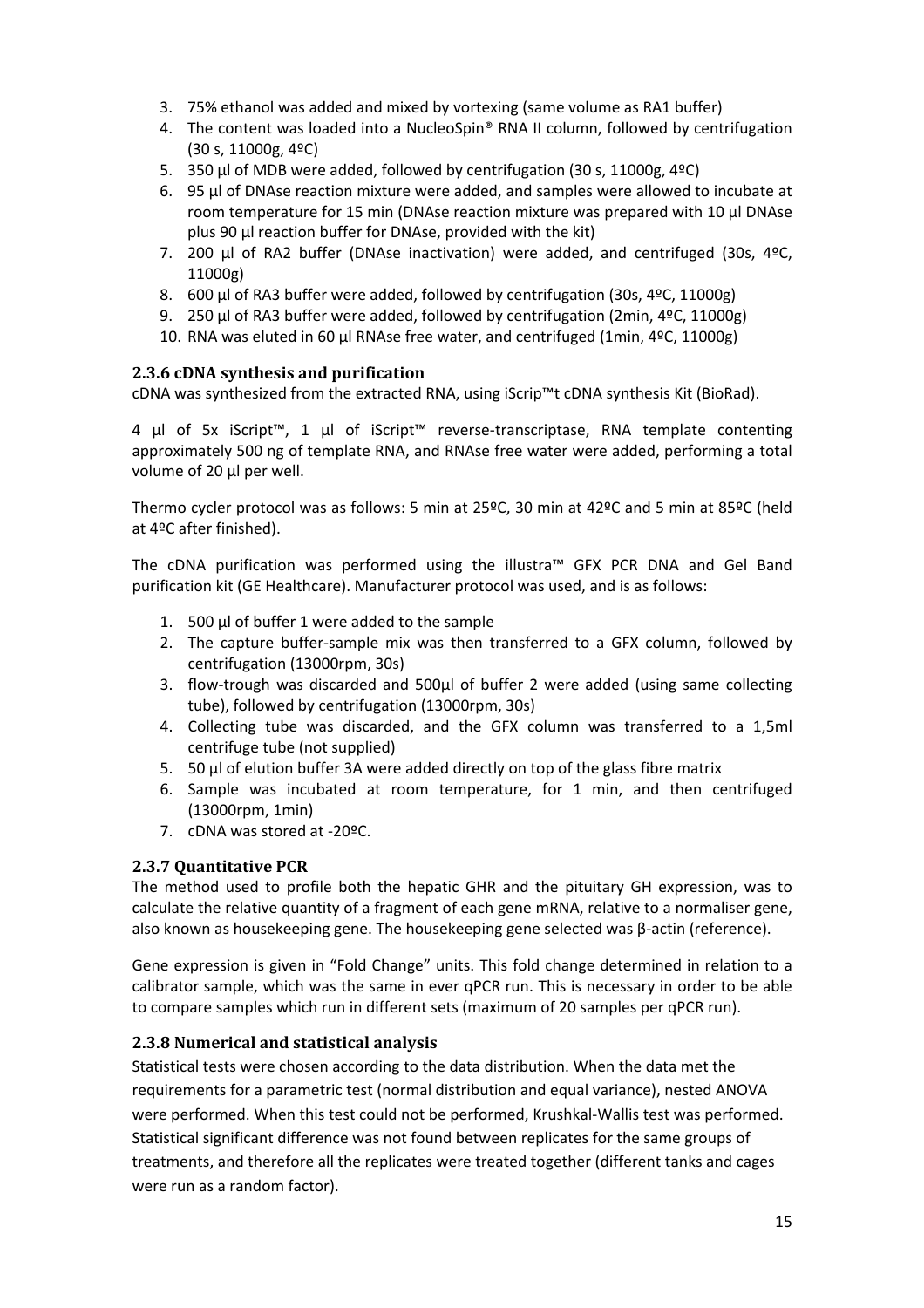3. 75% ethanol was added and mixed by vortexing (same volume as RA1 buffer)
4. The content was loaded into a NucleoSpin® RNA II column, followed by centrifugation (30 s, 11000g, 4ºC)
5. 350 µl of MDB were added, followed by centrifugation (30 s, 11000g, 4ºC)
6. 95 µl of DNAse reaction mixture were added, and samples were allowed to incubate at room temperature for 15 min (DNAse reaction mixture was prepared with 10 µl DNAse plus 90 µl reaction buffer for DNAse, provided with the kit)
7. 200 µl of RA2 buffer (DNAse inactivation) were added, and centrifuged (30s, 4ºC, 11000g)
8. 600 µl of RA3 buffer were added, followed by centrifugation (30s, 4ºC, 11000g)
9. 250 µl of RA3 buffer were added, followed by centrifugation (2min, 4ºC, 11000g)
10. RNA was eluted in 60 µl RNAse free water, and centrifuged (1min, 4ºC, 11000g)

### 2.3.6 cDNA synthesis and purification

cDNA was synthesized from the extracted RNA, using iScrip™t cDNA synthesis Kit (BioRad).

4 µl of 5x iScript™, 1 µl of iScript™ reverse-transcriptase, RNA template contenting approximately 500 ng of template RNA, and RNAse free water were added, performing a total volume of 20 µl per well.

Thermo cycler protocol was as follows: 5 min at 25ºC, 30 min at 42ºC and 5 min at 85ºC (held at 4ºC after finished).

The cDNA purification was performed using the illustra™ GFX PCR DNA and Gel Band purification kit (GE Healthcare). Manufacturer protocol was used, and is as follows:

1. 500 µl of buffer 1 were added to the sample
2. The capture buffer-sample mix was then transferred to a GFX column, followed by centrifugation (13000rpm, 30s)
3. flow-trough was discarded and 500µl of buffer 2 were added (using same collecting tube), followed by centrifugation (13000rpm, 30s)
4. Collecting tube was discarded, and the GFX column was transferred to a 1,5ml centrifuge tube (not supplied)
5. 50 µl of elution buffer 3A were added directly on top of the glass fibre matrix
6. Sample was incubated at room temperature, for 1 min, and then centrifuged (13000rpm, 1min)
7. cDNA was stored at -20ºC.

### 2.3.7 Quantitative PCR

The method used to profile both the hepatic GHR and the pituitary GH expression, was to calculate the relative quantity of a fragment of each gene mRNA, relative to a normaliser gene, also known as housekeeping gene. The housekeeping gene selected was β-actin (reference).

Gene expression is given in "Fold Change" units. This fold change determined in relation to a calibrator sample, which was the same in ever qPCR run. This is necessary in order to be able to compare samples which run in different sets (maximum of 20 samples per qPCR run).

### 2.3.8 Numerical and statistical analysis

Statistical tests were chosen according to the data distribution. When the data met the requirements for a parametric test (normal distribution and equal variance), nested ANOVA were performed. When this test could not be performed, Krushkal-Wallis test was performed. Statistical significant difference was not found between replicates for the same groups of treatments, and therefore all the replicates were treated together (different tanks and cages were run as a random factor).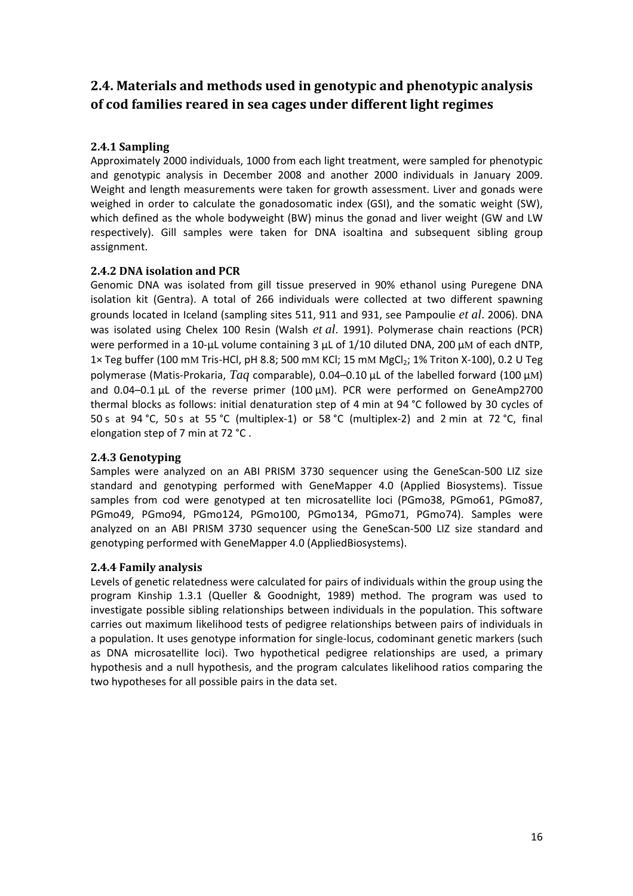## 2.4. Materials and methods used in genotypic and phenotypic analysis of cod families reared in sea cages under different light regimes

### 2.4.1 Sampling

Approximately 2000 individuals, 1000 from each light treatment, were sampled for phenotypic and genotypic analysis in December 2008 and another 2000 individuals in January 2009. Weight and length measurements were taken for growth assessment. Liver and gonads were weighed in order to calculate the gonadosomatic index (GSI), and the somatic weight (SW), which defined as the whole bodyweight (BW) minus the gonad and liver weight (GW and LW respectively). Gill samples were taken for DNA isoaltina and subsequent sibling group assignment.

### 2.4.2 DNA isolation and PCR

Genomic DNA was isolated from gill tissue preserved in 90% ethanol using Puregene DNA isolation kit (Gentra). A total of 266 individuals were collected at two different spawning grounds located in Iceland (sampling sites 511, 911 and 931, see Pampoulie *et al*. 2006). DNA was isolated using Chelex 100 Resin (Walsh *et al*. 1991). Polymerase chain reactions (PCR) were performed in a 10-µL volume containing 3 µL of 1/10 diluted DNA, 200 µM of each dNTP, 1× Teg buffer (100 mM Tris-HCl, pH 8.8; 500 mM KCl; 15 mM $MgCl_2$; 1% Triton X-100), 0.2 U Teg polymerase (Matis-Prokaria, *Taq* comparable), 0.04–0.10 µL of the labelled forward (100 µM) and 0.04–0.1 µL of the reverse primer (100 µM). PCR were performed on GeneAmp2700 thermal blocks as follows: initial denaturation step of 4 min at 94 °C followed by 30 cycles of 50 s at 94 °C, 50 s at 55 °C (multiplex-1) or 58 °C (multiplex-2) and 2 min at 72 °C, final elongation step of 7 min at 72 °C .

### 2.4.3 Genotyping

Samples were analyzed on an ABI PRISM 3730 sequencer using the GeneScan-500 LIZ size standard and genotyping performed with GeneMapper 4.0 (Applied Biosystems). Tissue samples from cod were genotyped at ten microsatellite loci (PGmo38, PGmo61, PGmo87, PGmo49, PGmo94, PGmo124, PGmo100, PGmo134, PGmo71, PGmo74). Samples were analyzed on an ABI PRISM 3730 sequencer using the GeneScan-500 LIZ size standard and genotyping performed with GeneMapper 4.0 (AppliedBiosystems).

### 2.4.4 Family analysis

Levels of genetic relatedness were calculated for pairs of individuals within the group using the program Kinship 1.3.1 (Queller & Goodnight, 1989) method. The program was used to investigate possible sibling relationships between individuals in the population. This software carries out maximum likelihood tests of pedigree relationships between pairs of individuals in a population. It uses genotype information for single-locus, codominant genetic markers (such as DNA microsatellite loci). Two hypothetical pedigree relationships are used, a primary hypothesis and a null hypothesis, and the program calculates likelihood ratios comparing the two hypotheses for all possible pairs in the data set.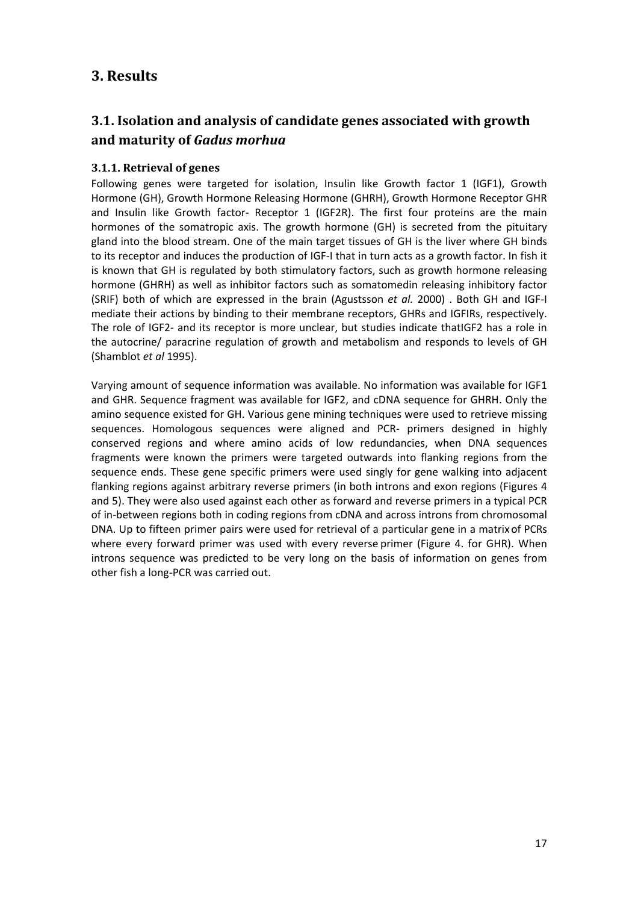# 3. Results

## 3.1. Isolation and analysis of candidate genes associated with growth and maturity of *Gadus morhua*

### 3.1.1. Retrieval of genes

Following genes were targeted for isolation, Insulin like Growth factor 1 (IGF1), Growth Hormone (GH), Growth Hormone Releasing Hormone (GHRH), Growth Hormone Receptor GHR and Insulin like Growth factor- Receptor 1 (IGF2R). The first four proteins are the main hormones of the somatropic axis. The growth hormone (GH) is secreted from the pituitary gland into the blood stream. One of the main target tissues of GH is the liver where GH binds to its receptor and induces the production of IGF-I that in turn acts as a growth factor. In fish it is known that GH is regulated by both stimulatory factors, such as growth hormone releasing hormone (GHRH) as well as inhibitor factors such as somatomedin releasing inhibitory factor (SRIF) both of which are expressed in the brain (Agustsson *et al.* 2000) . Both GH and IGF-I mediate their actions by binding to their membrane receptors, GHRs and IGFIRs, respectively. The role of IGF2- and its receptor is more unclear, but studies indicate thatIGF2 has a role in the autocrine/ paracrine regulation of growth and metabolism and responds to levels of GH (Shamblot *et al* 1995).

Varying amount of sequence information was available. No information was available for IGF1 and GHR. Sequence fragment was available for IGF2, and cDNA sequence for GHRH. Only the amino sequence existed for GH. Various gene mining techniques were used to retrieve missing sequences. Homologous sequences were aligned and PCR- primers designed in highly conserved regions and where amino acids of low redundancies, when DNA sequences fragments were known the primers were targeted outwards into flanking regions from the sequence ends. These gene specific primers were used singly for gene walking into adjacent flanking regions against arbitrary reverse primers (in both introns and exon regions (Figures 4 and 5). They were also used against each other as forward and reverse primers in a typical PCR of in-between regions both in coding regions from cDNA and across introns from chromosomal DNA. Up to fifteen primer pairs were used for retrieval of a particular gene in a matrix of PCRs where every forward primer was used with every reverse primer (Figure 4. for GHR). When introns sequence was predicted to be very long on the basis of information on genes from other fish a long-PCR was carried out.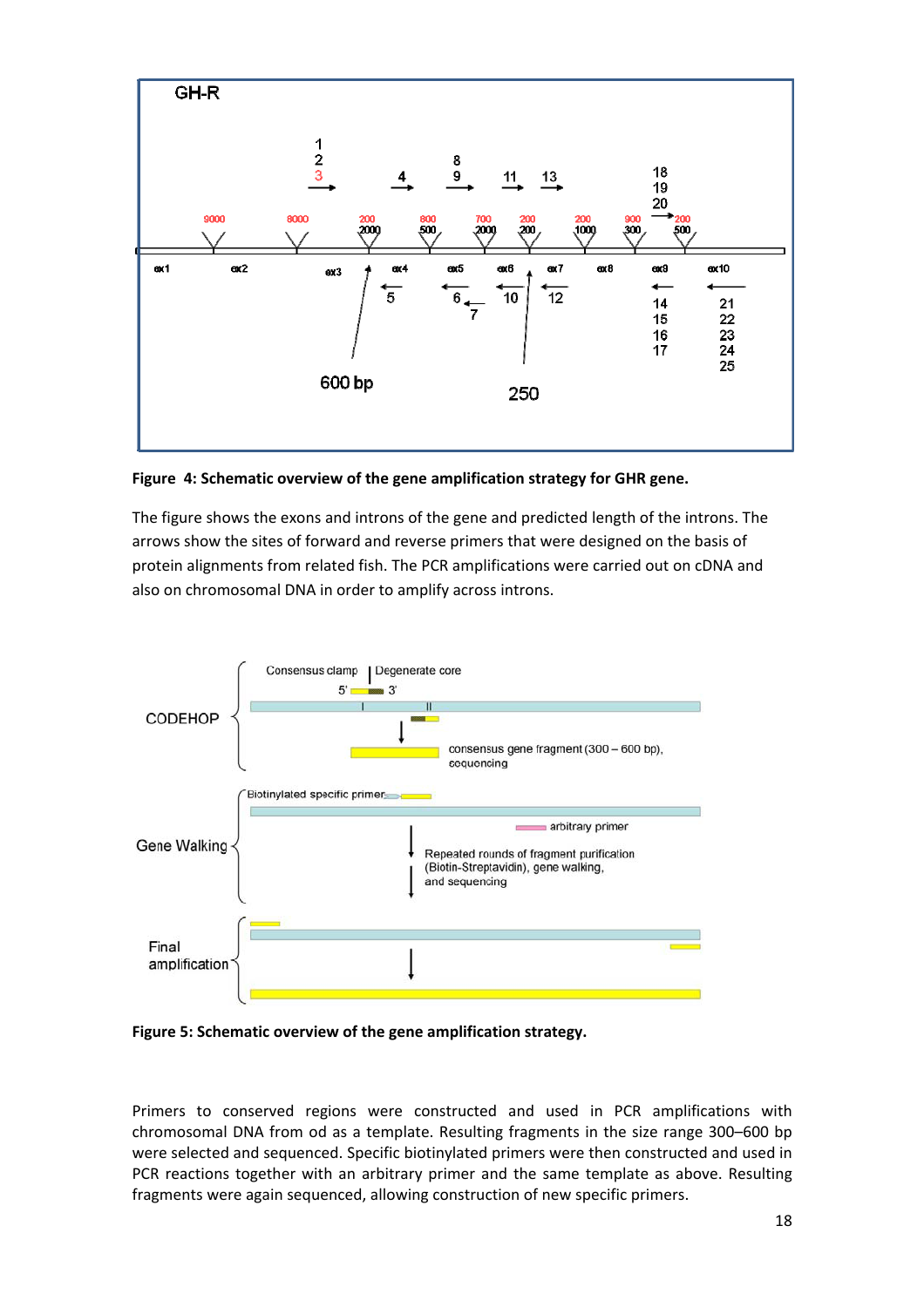**Figure 4: Schematic overview of the gene amplification strategy for GHR gene.**

The figure shows the exons and introns of the gene and predicted length of the introns. The arrows show the sites of forward and reverse primers that were designed on the basis of protein alignments from related fish. The PCR amplifications were carried out on cDNA and also on chromosomal DNA in order to amplify across introns.

**Figure 5: Schematic overview of the gene amplification strategy.**

Primers to conserved regions were constructed and used in PCR amplifications with chromosomal DNA from od as a template. Resulting fragments in the size range 300–600 bp were selected and sequenced. Specific biotinylated primers were then constructed and used in PCR reactions together with an arbitrary primer and the same template as above. Resulting fragments were again sequenced, allowing construction of new specific primers.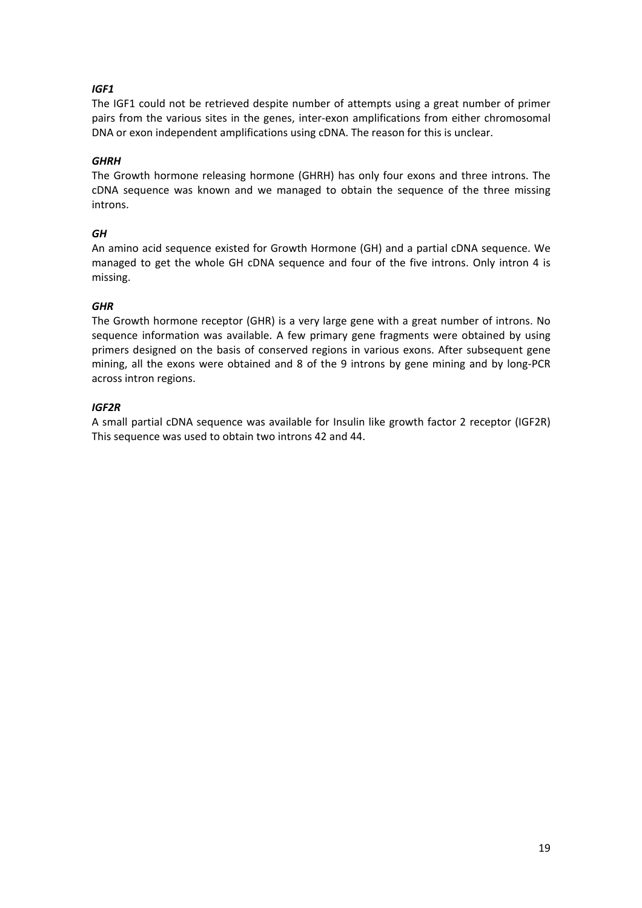### *IGF1*

The IGF1 could not be retrieved despite number of attempts using a great number of primer pairs from the various sites in the genes, inter-exon amplifications from either chromosomal DNA or exon independent amplifications using cDNA. The reason for this is unclear.

### *GHRH*

The Growth hormone releasing hormone (GHRH) has only four exons and three introns. The cDNA sequence was known and we managed to obtain the sequence of the three missing introns.

### *GH*

An amino acid sequence existed for Growth Hormone (GH) and a partial cDNA sequence. We managed to get the whole GH cDNA sequence and four of the five introns. Only intron 4 is missing.

### *GHR*

The Growth hormone receptor (GHR) is a very large gene with a great number of introns. No sequence information was available. A few primary gene fragments were obtained by using primers designed on the basis of conserved regions in various exons. After subsequent gene mining, all the exons were obtained and 8 of the 9 introns by gene mining and by long-PCR across intron regions.

### *IGF2R*

A small partial cDNA sequence was available for Insulin like growth factor 2 receptor (IGF2R) This sequence was used to obtain two introns 42 and 44.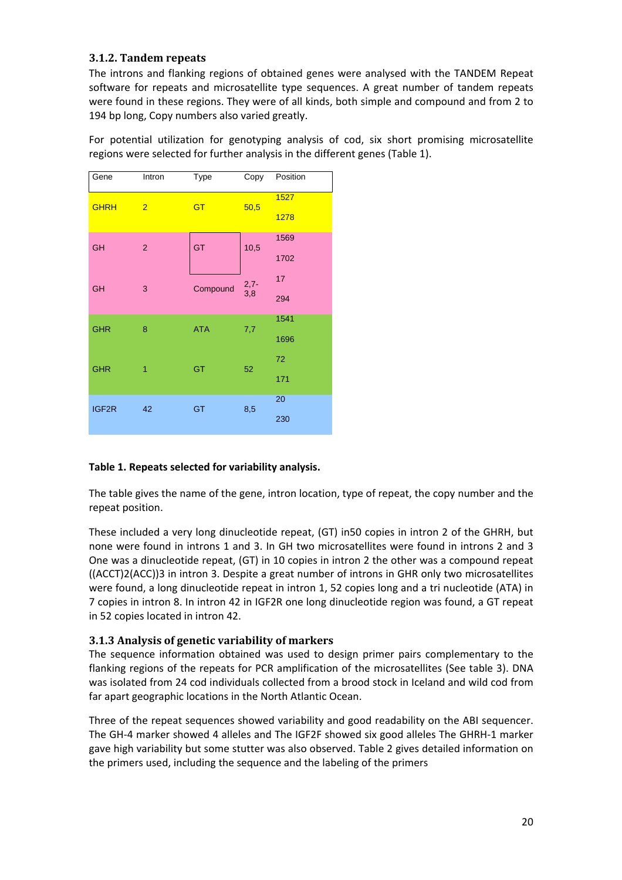### 3.1.2. Tandem repeats

The introns and flanking regions of obtained genes were analysed with the TANDEM Repeat software for repeats and microsatellite type sequences. A great number of tandem repeats were found in these regions. They were of all kinds, both simple and compound and from 2 to 194 bp long, Copy numbers also varied greatly.

For potential utilization for genotyping analysis of cod, six short promising microsatellite regions were selected for further analysis in the different genes (Table 1).

| Gene | Intron | Type | Copy | Position |
|---|---|---|---|---|
| GHRH | 2 | GT | 50,5 | 1527<br>1278 |
| GH | 2 | GT | 10,5 | 1569<br>1702 |
| GH | 3 | Compound | 2,7-3,8 | 17<br>294 |
| GHR | 8 | ATA | 7,7 | 1541<br>1696 |
| GHR | 1 | GT | 52 | 72<br>171 |
| IGF2R | 42 | GT | 8,5 | 20<br>230 |

**Table 1. Repeats selected for variability analysis.**

The table gives the name of the gene, intron location, type of repeat, the copy number and the repeat position.

These included a very long dinucleotide repeat, (GT) in50 copies in intron 2 of the GHRH, but none were found in introns 1 and 3. In GH two microsatellites were found in introns 2 and 3 One was a dinucleotide repeat, (GT) in 10 copies in intron 2 the other was a compound repeat ((ACCT)2(ACC))3 in intron 3. Despite a great number of introns in GHR only two microsatellites were found, a long dinucleotide repeat in intron 1, 52 copies long and a tri nucleotide (ATA) in 7 copies in intron 8. In intron 42 in IGF2R one long dinucleotide region was found, a GT repeat in 52 copies located in intron 42.

### 3.1.3 Analysis of genetic variability of markers

The sequence information obtained was used to design primer pairs complementary to the flanking regions of the repeats for PCR amplification of the microsatellites (See table 3). DNA was isolated from 24 cod individuals collected from a brood stock in Iceland and wild cod from far apart geographic locations in the North Atlantic Ocean.

Three of the repeat sequences showed variability and good readability on the ABI sequencer. The GH-4 marker showed 4 alleles and The IGF2F showed six good alleles The GHRH-1 marker gave high variability but some stutter was also observed. Table 2 gives detailed information on the primers used, including the sequence and the labeling of the primers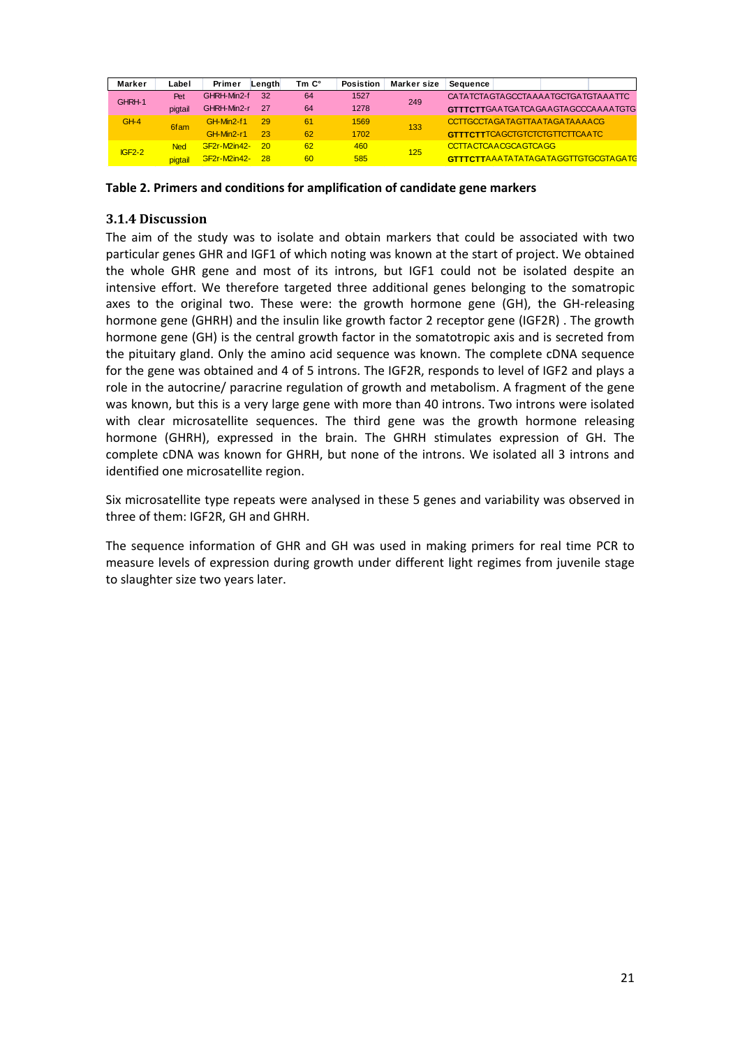| Marker | Label | Primer | Length | Tm C° | Posistion | Marker size | Sequence |
|---|---|---|---|---|---|---|---|
| GHRH-1 | Pet | GHRH-Min2-f | 32 | 64 | 1527 | 249 | CATATCTAGTAGCCTAAAATGCTGATGTAAATTC |
| | pigtail | GHRH-Min2-r | 27 | 64 | 1278 | | **GTTTCTT**GAATGATCAGAAGTAGCCCAAAATGTG |
| GH-4 | 6fam | GH-Min2-f1 | 29 | 61 | 1569 | 133 | CCTTGCCTAGATAGTTAATAGATAAAACG |
| | | GH-Min2-r1 | 23 | 62 | 1702 | | **GTTTCTT**TCAGCTGTCTCTGTTCTTCAATC |
| IGF2-2 | Ned | GF2r-M2in42- | 20 | 62 | 460 | 125 | CCTTACTCAACGCAGTCAGG |
| | pigtail | GF2r-M2in42- | 28 | 60 | 585 | | **GTTTCTT**AAATATATAGATAGGTTGTGCGTAGATG |

**Table 2. Primers and conditions for amplification of candidate gene markers**

### 3.1.4 Discussion

The aim of the study was to isolate and obtain markers that could be associated with two particular genes GHR and IGF1 of which noting was known at the start of project. We obtained the whole GHR gene and most of its introns, but IGF1 could not be isolated despite an intensive effort. We therefore targeted three additional genes belonging to the somatropic axes to the original two. These were: the growth hormone gene (GH), the GH-releasing hormone gene (GHRH) and the insulin like growth factor 2 receptor gene (IGF2R) . The growth hormone gene (GH) is the central growth factor in the somatotropic axis and is secreted from the pituitary gland. Only the amino acid sequence was known. The complete cDNA sequence for the gene was obtained and 4 of 5 introns. The IGF2R, responds to level of IGF2 and plays a role in the autocrine/ paracrine regulation of growth and metabolism. A fragment of the gene was known, but this is a very large gene with more than 40 introns. Two introns were isolated with clear microsatellite sequences. The third gene was the growth hormone releasing hormone (GHRH), expressed in the brain. The GHRH stimulates expression of GH. The complete cDNA was known for GHRH, but none of the introns. We isolated all 3 introns and identified one microsatellite region.

Six microsatellite type repeats were analysed in these 5 genes and variability was observed in three of them: IGF2R, GH and GHRH.

The sequence information of GHR and GH was used in making primers for real time PCR to measure levels of expression during growth under different light regimes from juvenile stage to slaughter size two years later.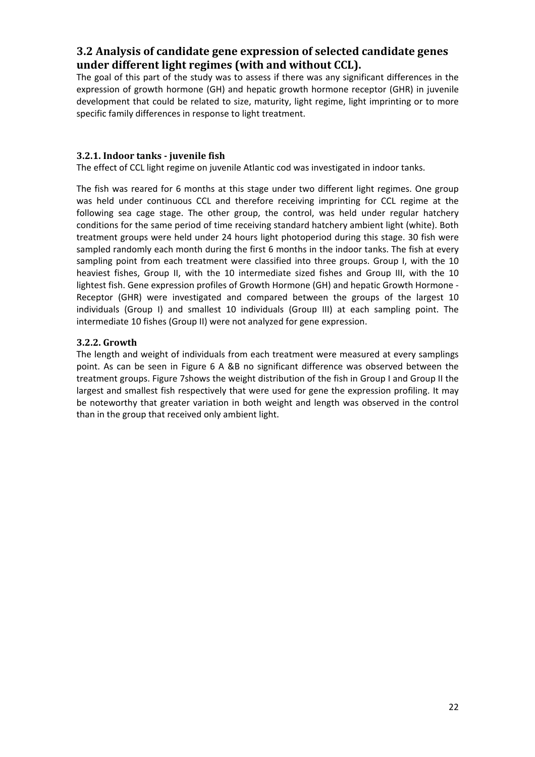## 3.2 Analysis of candidate gene expression of selected candidate genes under different light regimes (with and without CCL).

The goal of this part of the study was to assess if there was any significant differences in the expression of growth hormone (GH) and hepatic growth hormone receptor (GHR) in juvenile development that could be related to size, maturity, light regime, light imprinting or to more specific family differences in response to light treatment.

### 3.2.1. Indoor tanks - juvenile fish

The effect of CCL light regime on juvenile Atlantic cod was investigated in indoor tanks.

The fish was reared for 6 months at this stage under two different light regimes. One group was held under continuous CCL and therefore receiving imprinting for CCL regime at the following sea cage stage. The other group, the control, was held under regular hatchery conditions for the same period of time receiving standard hatchery ambient light (white). Both treatment groups were held under 24 hours light photoperiod during this stage. 30 fish were sampled randomly each month during the first 6 months in the indoor tanks. The fish at every sampling point from each treatment were classified into three groups. Group I, with the 10 heaviest fishes, Group II, with the 10 intermediate sized fishes and Group III, with the 10 lightest fish. Gene expression profiles of Growth Hormone (GH) and hepatic Growth Hormone - Receptor (GHR) were investigated and compared between the groups of the largest 10 individuals (Group I) and smallest 10 individuals (Group III) at each sampling point. The intermediate 10 fishes (Group II) were not analyzed for gene expression.

### 3.2.2. Growth

The length and weight of individuals from each treatment were measured at every samplings point. As can be seen in Figure 6 A &B no significant difference was observed between the treatment groups. Figure 7shows the weight distribution of the fish in Group I and Group II the largest and smallest fish respectively that were used for gene the expression profiling. It may be noteworthy that greater variation in both weight and length was observed in the control than in the group that received only ambient light.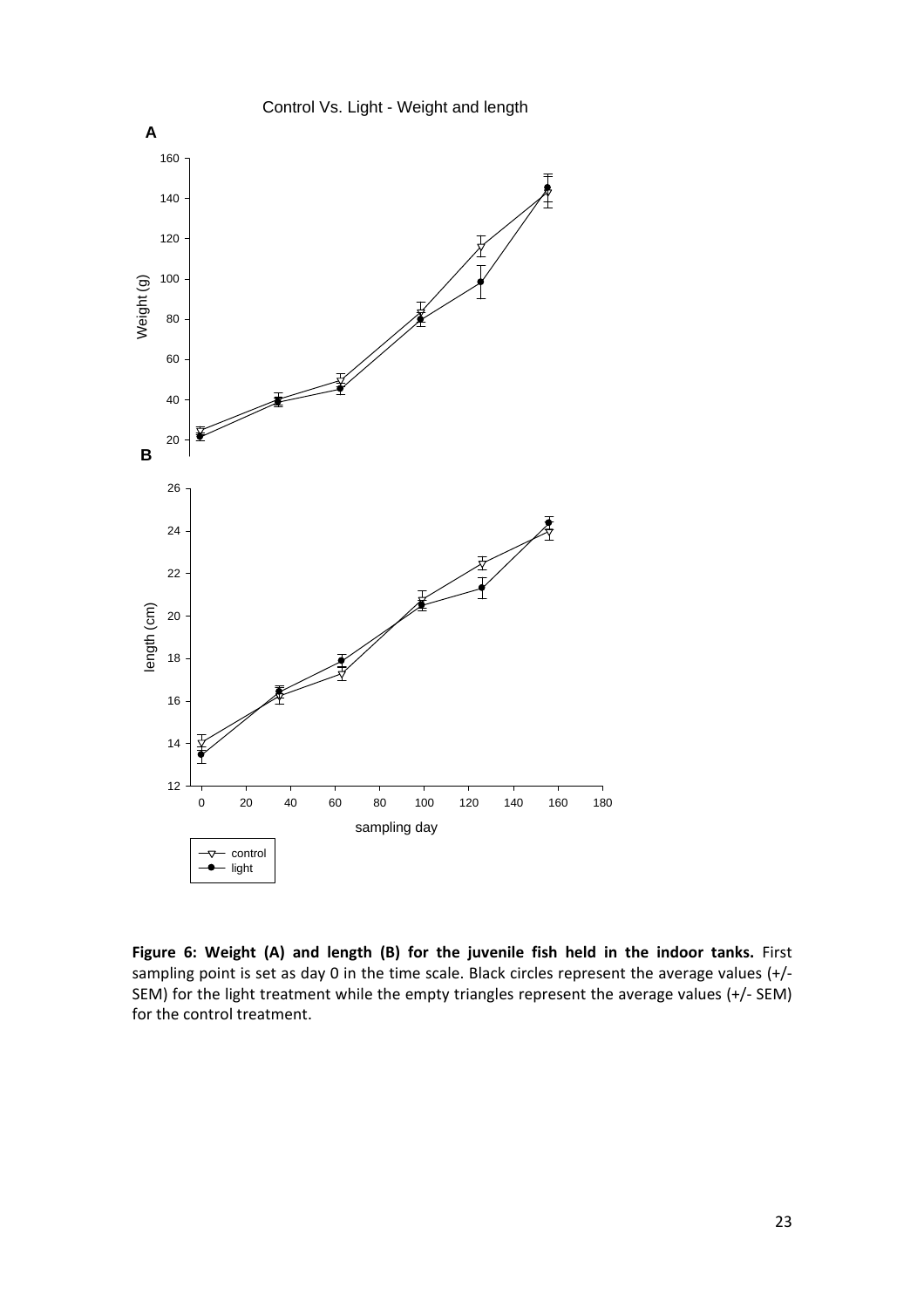**Figure 6: Weight (A) and length (B) for the juvenile fish held in the indoor tanks.** First sampling point is set as day 0 in the time scale. Black circles represent the average values (+/- SEM) for the light treatment while the empty triangles represent the average values (+/- SEM) for the control treatment.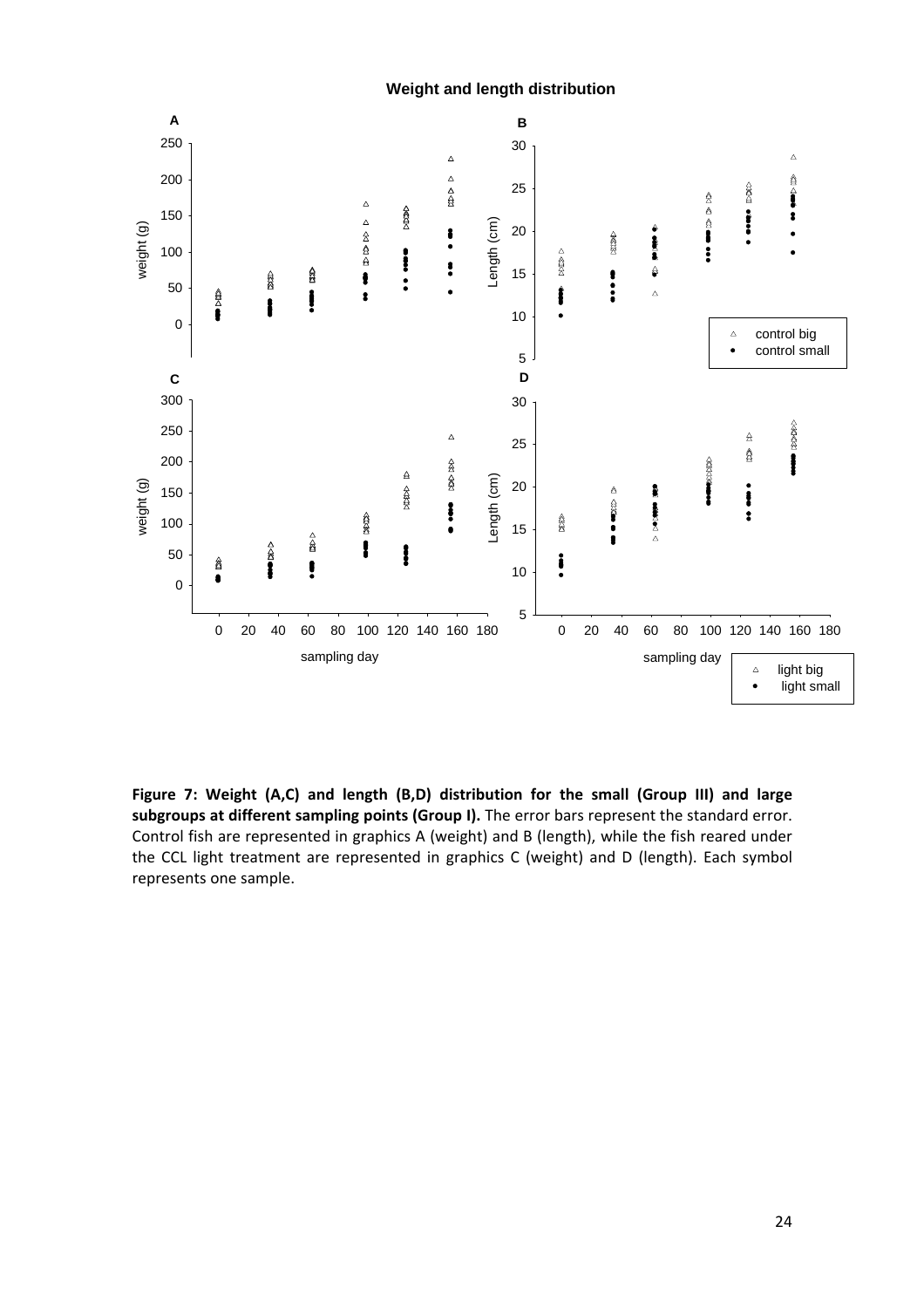**Weight and length distribution**

**Figure 7: Weight (A,C) and length (B,D) distribution for the small (Group III) and large subgroups at different sampling points (Group I).** The error bars represent the standard error. Control fish are represented in graphics A (weight) and B (length), while the fish reared under the CCL light treatment are represented in graphics C (weight) and D (length). Each symbol represents one sample.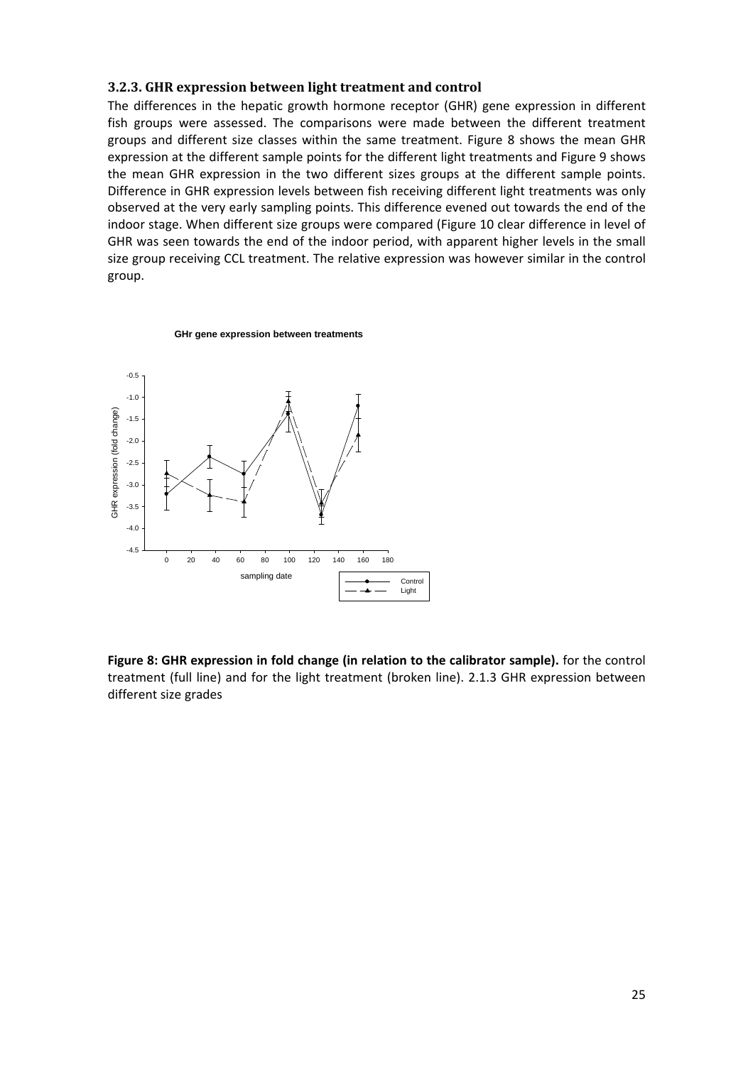### 3.2.3. GHR expression between light treatment and control

The differences in the hepatic growth hormone receptor (GHR) gene expression in different fish groups were assessed. The comparisons were made between the different treatment groups and different size classes within the same treatment. Figure 8 shows the mean GHR expression at the different sample points for the different light treatments and Figure 9 shows the mean GHR expression in the two different sizes groups at the different sample points. Difference in GHR expression levels between fish receiving different light treatments was only observed at the very early sampling points. This difference evened out towards the end of the indoor stage. When different size groups were compared (Figure 10 clear difference in level of GHR was seen towards the end of the indoor period, with apparent higher levels in the small size group receiving CCL treatment. The relative expression was however similar in the control group.

**Figure 8: GHR expression in fold change (in relation to the calibrator sample).** for the control treatment (full line) and for the light treatment (broken line). 2.1.3 GHR expression between different size grades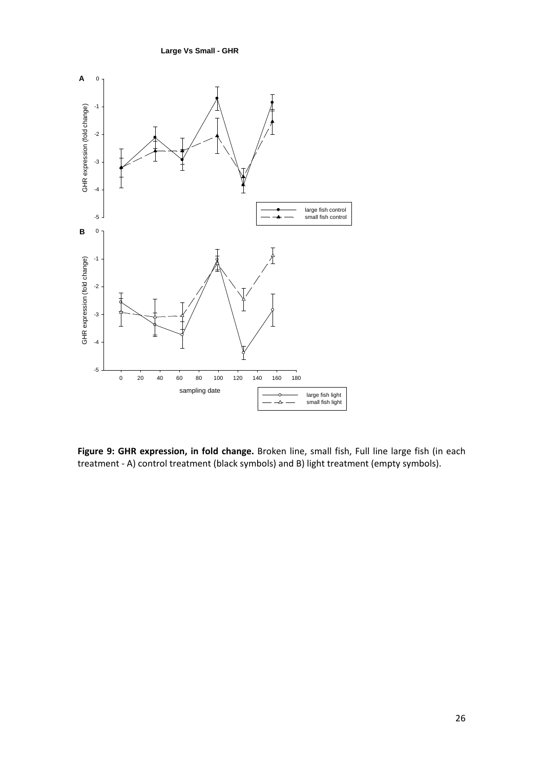**Figure 9: GHR expression, in fold change.** Broken line, small fish, Full line large fish (in each treatment - A) control treatment (black symbols) and B) light treatment (empty symbols).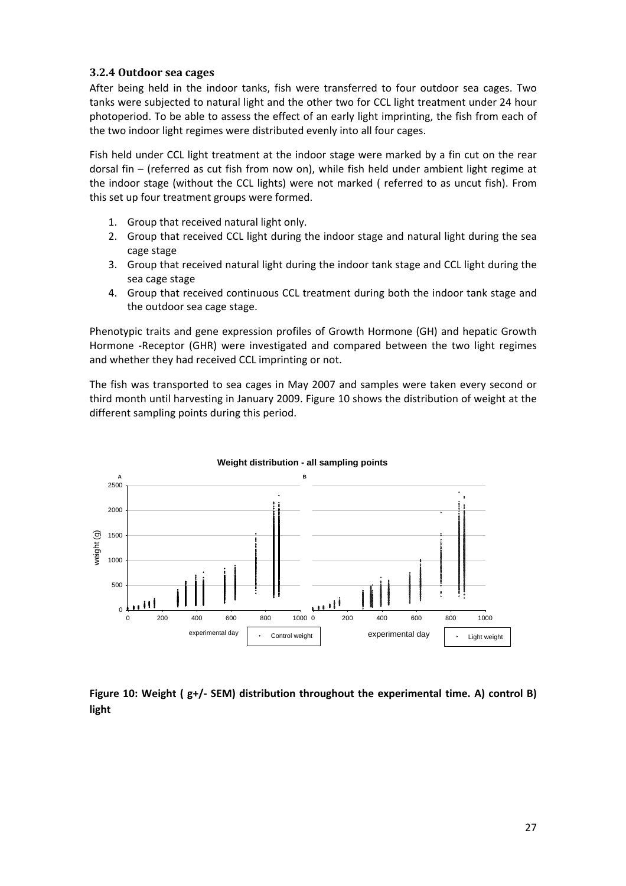### 3.2.4 Outdoor sea cages

After being held in the indoor tanks, fish were transferred to four outdoor sea cages. Two tanks were subjected to natural light and the other two for CCL light treatment under 24 hour photoperiod. To be able to assess the effect of an early light imprinting, the fish from each of the two indoor light regimes were distributed evenly into all four cages.

Fish held under CCL light treatment at the indoor stage were marked by a fin cut on the rear dorsal fin – (referred as cut fish from now on), while fish held under ambient light regime at the indoor stage (without the CCL lights) were not marked ( referred to as uncut fish). From this set up four treatment groups were formed.

1. Group that received natural light only.
2. Group that received CCL light during the indoor stage and natural light during the sea cage stage
3. Group that received natural light during the indoor tank stage and CCL light during the sea cage stage
4. Group that received continuous CCL treatment during both the indoor tank stage and the outdoor sea cage stage.

Phenotypic traits and gene expression profiles of Growth Hormone (GH) and hepatic Growth Hormone -Receptor (GHR) were investigated and compared between the two light regimes and whether they had received CCL imprinting or not.

The fish was transported to sea cages in May 2007 and samples were taken every second or third month until harvesting in January 2009. Figure 10 shows the distribution of weight at the different sampling points during this period.

**Figure 10: Weight ( g+/- SEM) distribution throughout the experimental time. A) control B) light**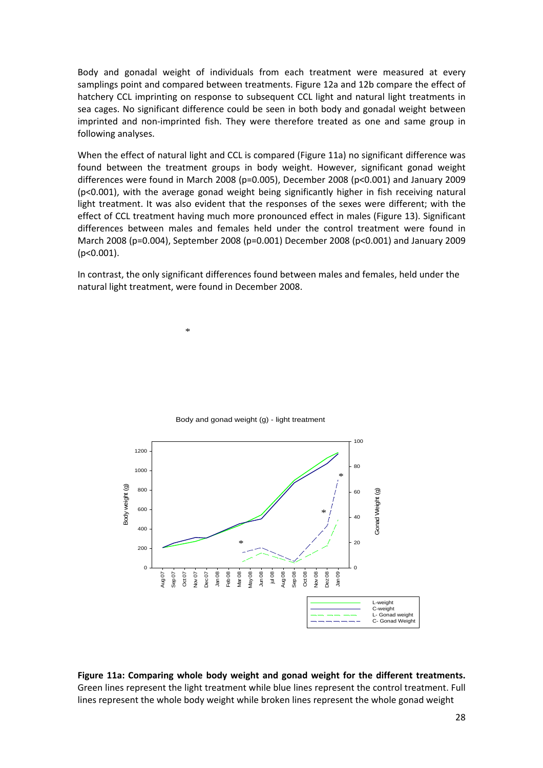Body and gonadal weight of individuals from each treatment were measured at every samplings point and compared between treatments. Figure 12a and 12b compare the effect of hatchery CCL imprinting on response to subsequent CCL light and natural light treatments in sea cages. No significant difference could be seen in both body and gonadal weight between imprinted and non-imprinted fish. They were therefore treated as one and same group in following analyses.

When the effect of natural light and CCL is compared (Figure 11a) no significant difference was found between the treatment groups in body weight. However, significant gonad weight differences were found in March 2008 ($p=0.005$), December 2008 ($p<0.001$) and January 2009 ($p<0.001$), with the average gonad weight being significantly higher in fish receiving natural light treatment. It was also evident that the responses of the sexes were different; with the effect of CCL treatment having much more pronounced effect in males (Figure 13). Significant differences between males and females held under the control treatment were found in March 2008 ($p=0.004$), September 2008 ($p=0.001$) December 2008 ($p<0.001$) and January 2009 ($p<0.001$).

In contrast, the only significant differences found between males and females, held under the natural light treatment, were found in December 2008.

*

**Figure 11a: Comparing whole body weight and gonad weight for the different treatments.** Green lines represent the light treatment while blue lines represent the control treatment. Full lines represent the whole body weight while broken lines represent the whole gonad weight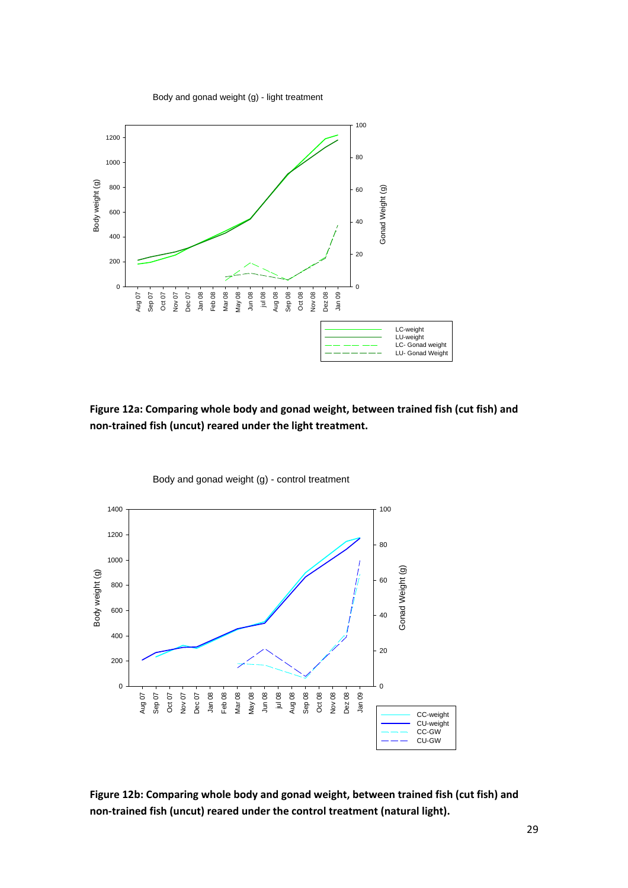**Figure 12a: Comparing whole body and gonad weight, between trained fish (cut fish) and non-trained fish (uncut) reared under the light treatment.**

**Figure 12b: Comparing whole body and gonad weight, between trained fish (cut fish) and non-trained fish (uncut) reared under the control treatment (natural light).**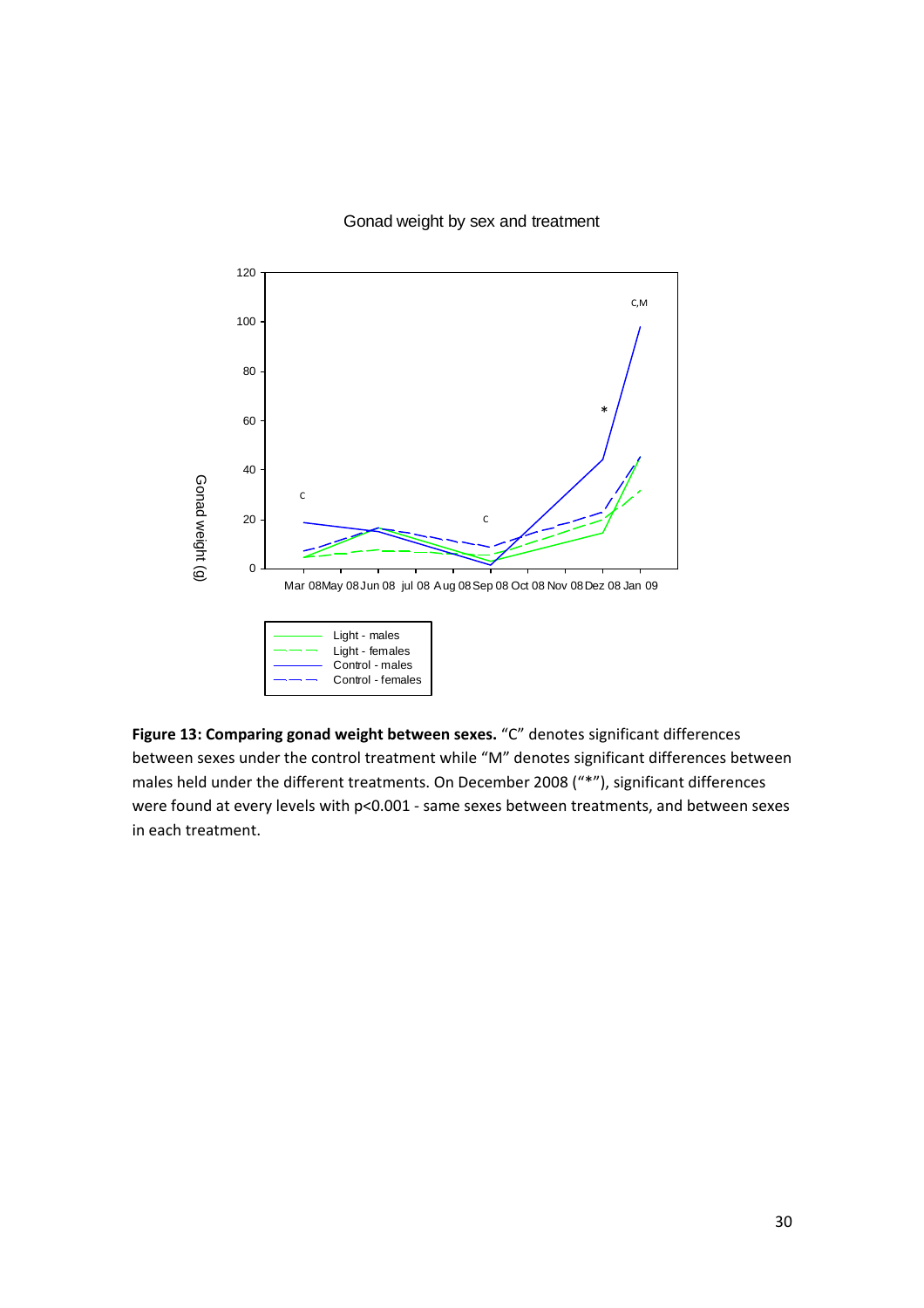**Figure 13: Comparing gonad weight between sexes.** “C” denotes significant differences between sexes under the control treatment while “M” denotes significant differences between males held under the different treatments. On December 2008 (“*”), significant differences were found at every levels with p<0.001 - same sexes between treatments, and between sexes in each treatment.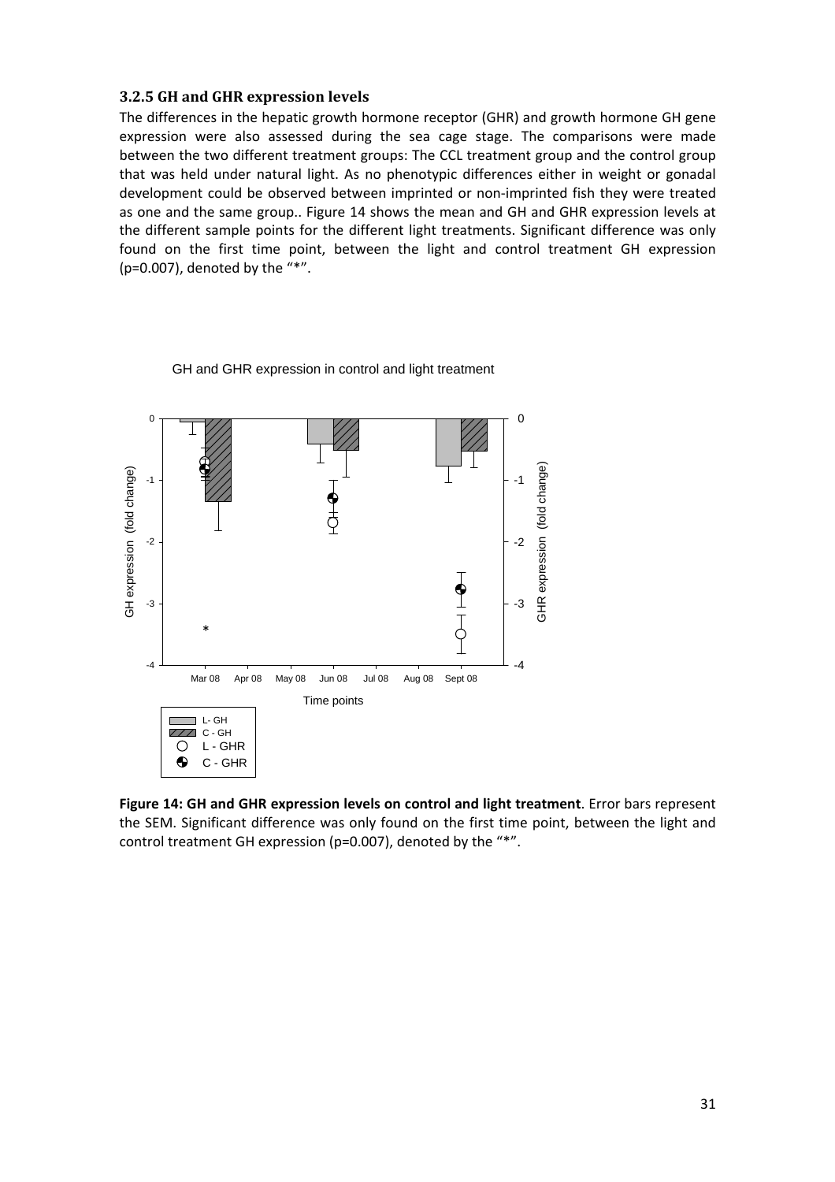### 3.2.5 GH and GHR expression levels

The differences in the hepatic growth hormone receptor (GHR) and growth hormone GH gene expression were also assessed during the sea cage stage. The comparisons were made between the two different treatment groups: The CCL treatment group and the control group that was held under natural light. As no phenotypic differences either in weight or gonadal development could be observed between imprinted or non-imprinted fish they were treated as one and the same group.. Figure 14 shows the mean and GH and GHR expression levels at the different sample points for the different light treatments. Significant difference was only found on the first time point, between the light and control treatment GH expression ($p=0.007$), denoted by the "*".

**Figure 14: GH and GHR expression levels on control and light treatment**. Error bars represent the SEM. Significant difference was only found on the first time point, between the light and control treatment GH expression ($p=0.007$), denoted by the "*".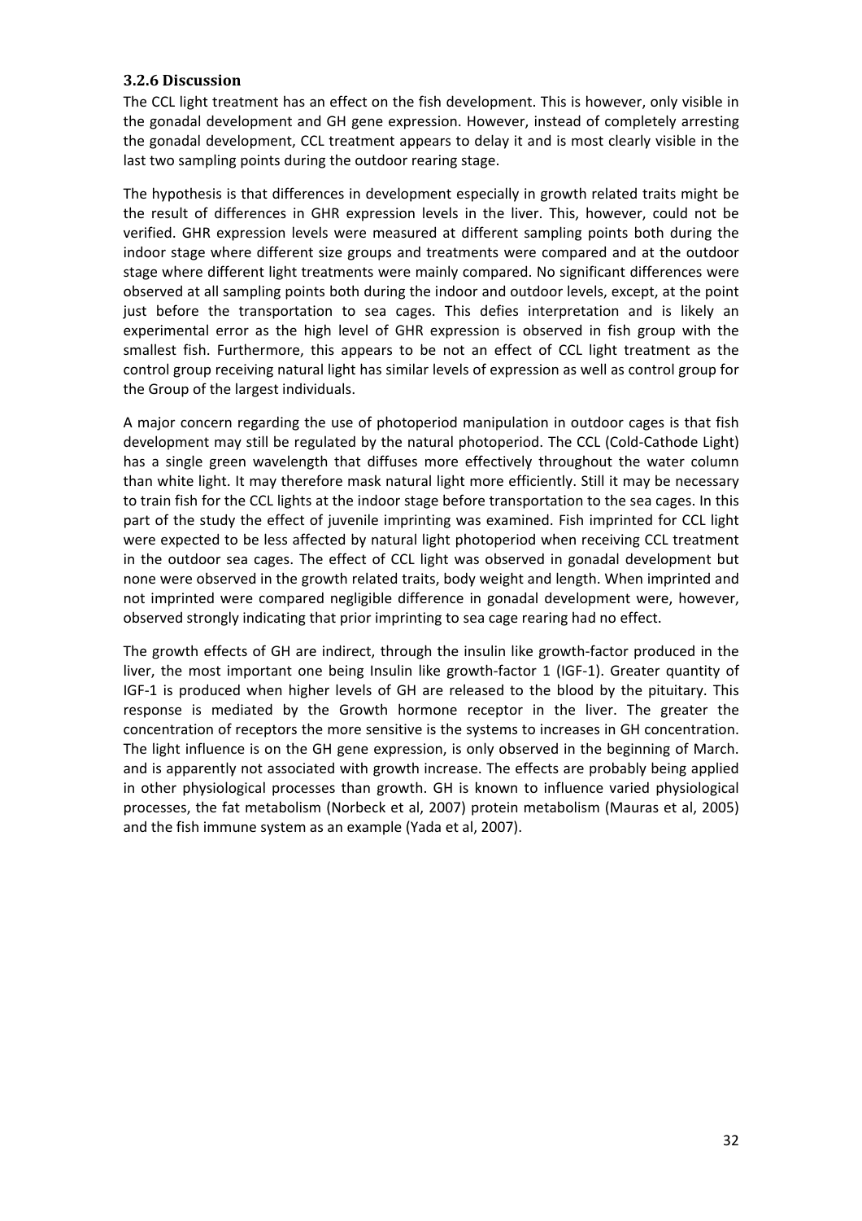### 3.2.6 Discussion

The CCL light treatment has an effect on the fish development. This is however, only visible in the gonadal development and GH gene expression. However, instead of completely arresting the gonadal development, CCL treatment appears to delay it and is most clearly visible in the last two sampling points during the outdoor rearing stage.

The hypothesis is that differences in development especially in growth related traits might be the result of differences in GHR expression levels in the liver. This, however, could not be verified. GHR expression levels were measured at different sampling points both during the indoor stage where different size groups and treatments were compared and at the outdoor stage where different light treatments were mainly compared. No significant differences were observed at all sampling points both during the indoor and outdoor levels, except, at the point just before the transportation to sea cages. This defies interpretation and is likely an experimental error as the high level of GHR expression is observed in fish group with the smallest fish. Furthermore, this appears to be not an effect of CCL light treatment as the control group receiving natural light has similar levels of expression as well as control group for the Group of the largest individuals.

A major concern regarding the use of photoperiod manipulation in outdoor cages is that fish development may still be regulated by the natural photoperiod. The CCL (Cold-Cathode Light) has a single green wavelength that diffuses more effectively throughout the water column than white light. It may therefore mask natural light more efficiently. Still it may be necessary to train fish for the CCL lights at the indoor stage before transportation to the sea cages. In this part of the study the effect of juvenile imprinting was examined. Fish imprinted for CCL light were expected to be less affected by natural light photoperiod when receiving CCL treatment in the outdoor sea cages. The effect of CCL light was observed in gonadal development but none were observed in the growth related traits, body weight and length. When imprinted and not imprinted were compared negligible difference in gonadal development were, however, observed strongly indicating that prior imprinting to sea cage rearing had no effect.

The growth effects of GH are indirect, through the insulin like growth-factor produced in the liver, the most important one being Insulin like growth-factor 1 (IGF-1). Greater quantity of IGF-1 is produced when higher levels of GH are released to the blood by the pituitary. This response is mediated by the Growth hormone receptor in the liver. The greater the concentration of receptors the more sensitive is the systems to increases in GH concentration. The light influence is on the GH gene expression, is only observed in the beginning of March. and is apparently not associated with growth increase. The effects are probably being applied in other physiological processes than growth. GH is known to influence varied physiological processes, the fat metabolism (Norbeck et al, 2007) protein metabolism (Mauras et al, 2005) and the fish immune system as an example (Yada et al, 2007).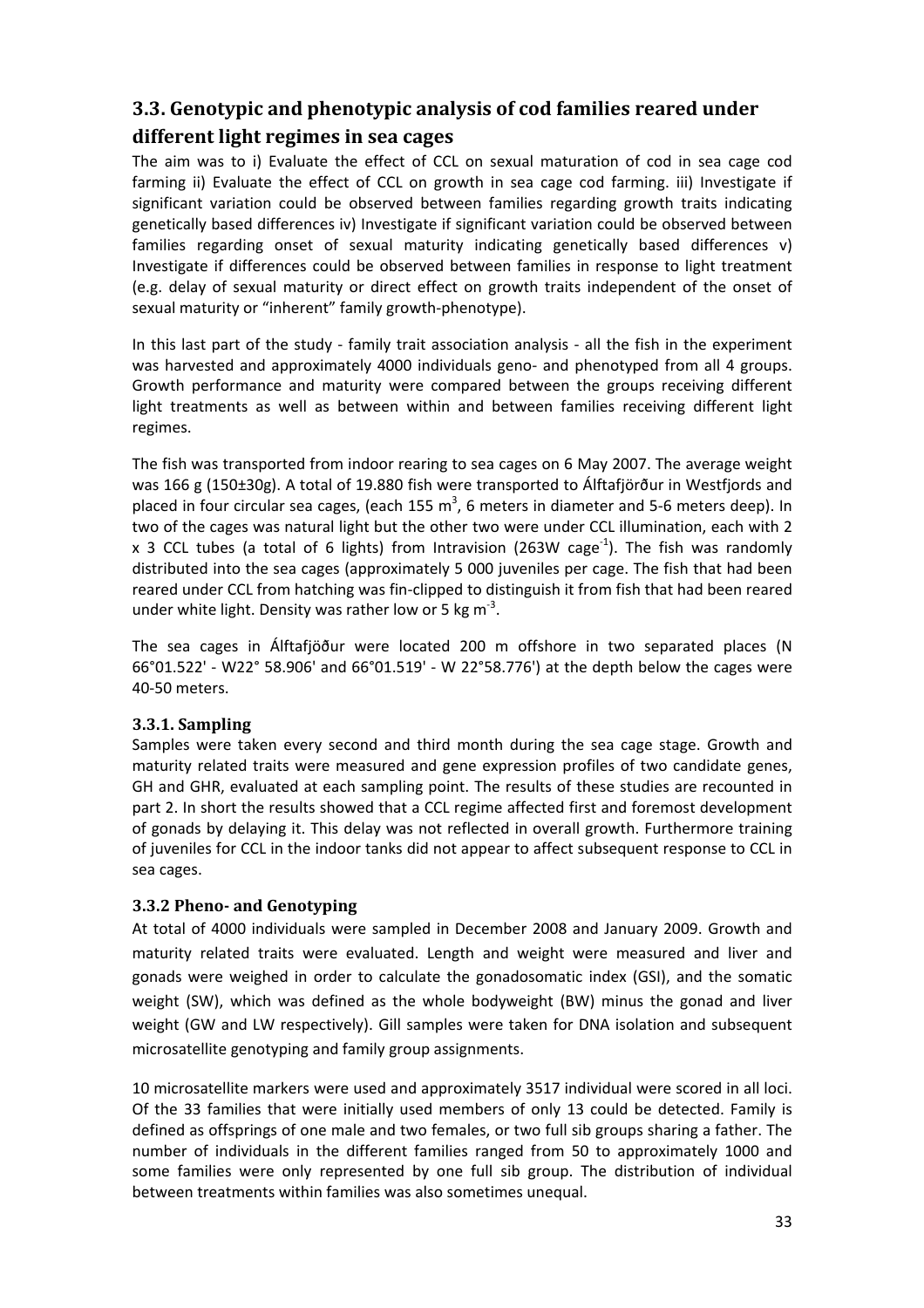## 3.3. Genotypic and phenotypic analysis of cod families reared under different light regimes in sea cages

The aim was to i) Evaluate the effect of CCL on sexual maturation of cod in sea cage cod farming ii) Evaluate the effect of CCL on growth in sea cage cod farming. iii) Investigate if significant variation could be observed between families regarding growth traits indicating genetically based differences iv) Investigate if significant variation could be observed between families regarding onset of sexual maturity indicating genetically based differences v) Investigate if differences could be observed between families in response to light treatment (e.g. delay of sexual maturity or direct effect on growth traits independent of the onset of sexual maturity or "inherent" family growth-phenotype).

In this last part of the study - family trait association analysis - all the fish in the experiment was harvested and approximately 4000 individuals geno- and phenotyped from all 4 groups. Growth performance and maturity were compared between the groups receiving different light treatments as well as between within and between families receiving different light regimes.

The fish was transported from indoor rearing to sea cages on 6 May 2007. The average weight was 166 g (150±30g). A total of 19.880 fish were transported to Álftafjörður in Westfjords and placed in four circular sea cages, (each 155 $m^3$, 6 meters in diameter and 5-6 meters deep). In two of the cages was natural light but the other two were under CCL illumination, each with 2 x 3 CCL tubes (a total of 6 lights) from Intravision (263W $cage^{-1}$). The fish was randomly distributed into the sea cages (approximately 5 000 juveniles per cage. The fish that had been reared under CCL from hatching was fin-clipped to distinguish it from fish that had been reared under white light. Density was rather low or 5 kg $m^{-3}$.

The sea cages in Álftafjöður were located 200 m offshore in two separated places (N 66°01.522' - W22° 58.906' and 66°01.519' - W 22°58.776') at the depth below the cages were 40-50 meters.

### 3.3.1. Sampling

Samples were taken every second and third month during the sea cage stage. Growth and maturity related traits were measured and gene expression profiles of two candidate genes, GH and GHR, evaluated at each sampling point. The results of these studies are recounted in part 2. In short the results showed that a CCL regime affected first and foremost development of gonads by delaying it. This delay was not reflected in overall growth. Furthermore training of juveniles for CCL in the indoor tanks did not appear to affect subsequent response to CCL in sea cages.

### 3.3.2 Pheno- and Genotyping

At total of 4000 individuals were sampled in December 2008 and January 2009. Growth and maturity related traits were evaluated. Length and weight were measured and liver and gonads were weighed in order to calculate the gonadosomatic index (GSI), and the somatic weight (SW), which was defined as the whole bodyweight (BW) minus the gonad and liver weight (GW and LW respectively). Gill samples were taken for DNA isolation and subsequent microsatellite genotyping and family group assignments.

10 microsatellite markers were used and approximately 3517 individual were scored in all loci. Of the 33 families that were initially used members of only 13 could be detected. Family is defined as offsprings of one male and two females, or two full sib groups sharing a father. The number of individuals in the different families ranged from 50 to approximately 1000 and some families were only represented by one full sib group. The distribution of individual between treatments within families was also sometimes unequal.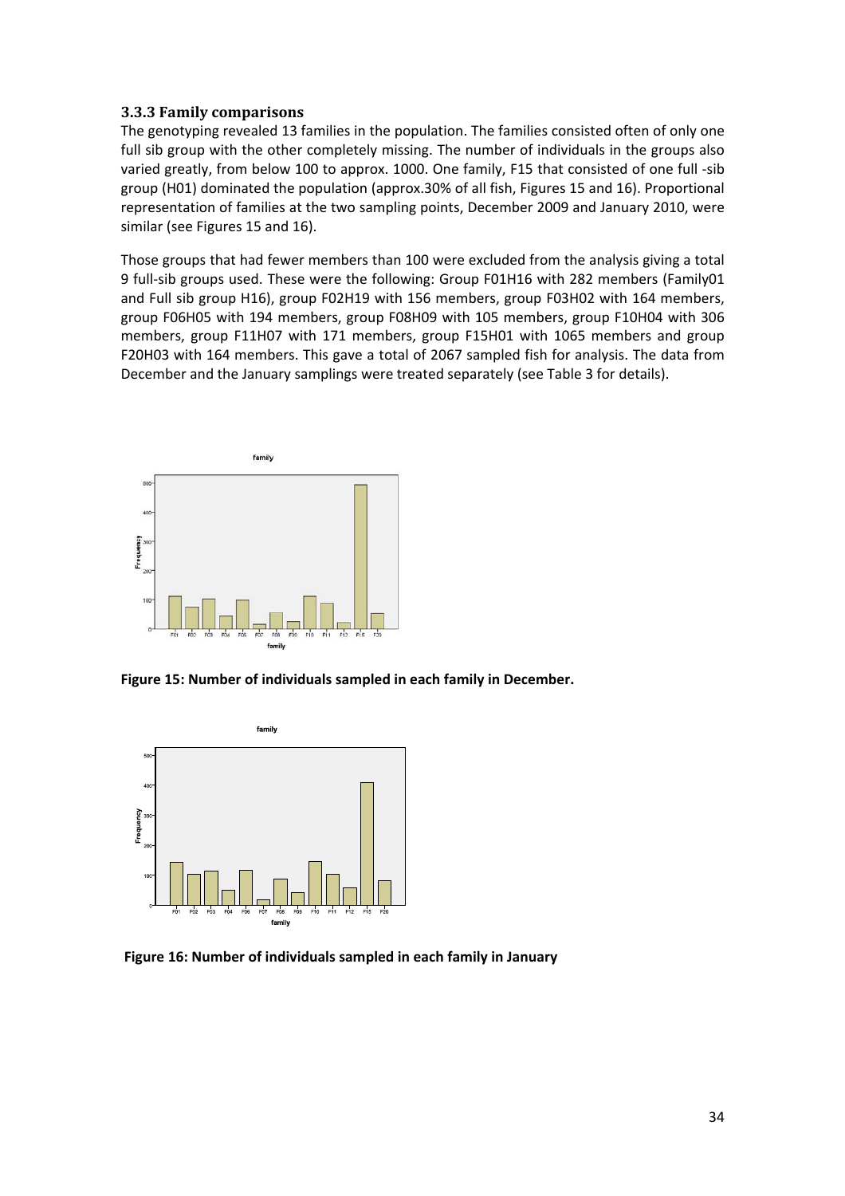### 3.3.3 Family comparisons

The genotyping revealed 13 families in the population. The families consisted often of only one full sib group with the other completely missing. The number of individuals in the groups also varied greatly, from below 100 to approx. 1000. One family, F15 that consisted of one full -sib group (H01) dominated the population (approx.30% of all fish, Figures 15 and 16). Proportional representation of families at the two sampling points, December 2009 and January 2010, were similar (see Figures 15 and 16).

Those groups that had fewer members than 100 were excluded from the analysis giving a total 9 full-sib groups used. These were the following: Group F01H16 with 282 members (Family01 and Full sib group H16), group F02H19 with 156 members, group F03H02 with 164 members, group F06H05 with 194 members, group F08H09 with 105 members, group F10H04 with 306 members, group F11H07 with 171 members, group F15H01 with 1065 members and group F20H03 with 164 members. This gave a total of 2067 sampled fish for analysis. The data from December and the January samplings were treated separately (see Table 3 for details).

**Figure 15: Number of individuals sampled in each family in December.**

**Figure 16: Number of individuals sampled in each family in January**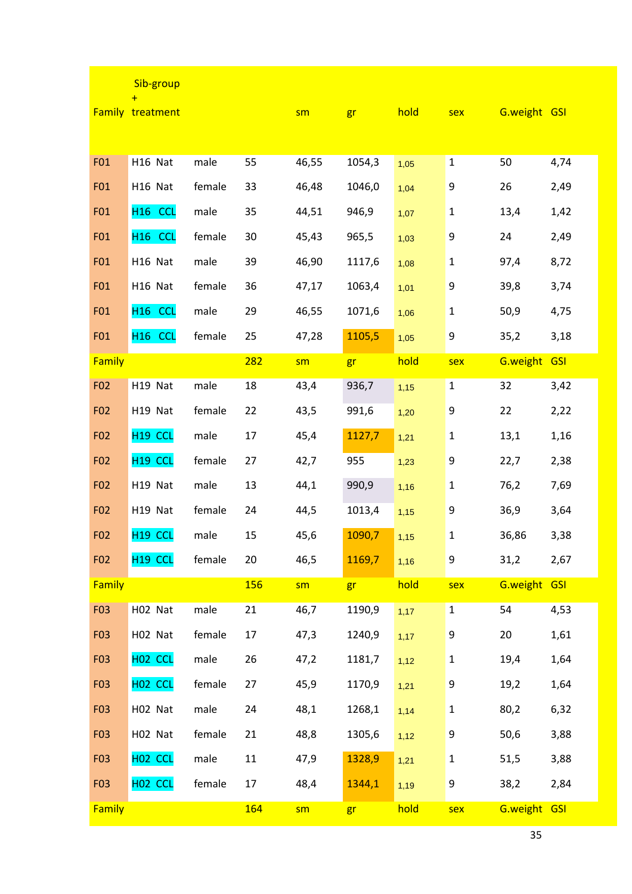| Family | Sib-group + treatment | | | sm | gr | hold | sex | G.weight | GSI |
|---|---|---|---|---|---|---|---|---|---|
| F01 | H16 Nat | male | 55 | 46,55 | 1054,3 | 1,05 | 1 | 50 | 4,74 |
| F01 | H16 Nat | female | 33 | 46,48 | 1046,0 | 1,04 | 9 | 26 | 2,49 |
| F01 | H16 CCL | male | 35 | 44,51 | 946,9 | 1,07 | 1 | 13,4 | 1,42 |
| F01 | H16 CCL | female | 30 | 45,43 | 965,5 | 1,03 | 9 | 24 | 2,49 |
| F01 | H16 Nat | male | 39 | 46,90 | 1117,6 | 1,08 | 1 | 97,4 | 8,72 |
| F01 | H16 Nat | female | 36 | 47,17 | 1063,4 | 1,01 | 9 | 39,8 | 3,74 |
| F01 | H16 CCL | male | 29 | 46,55 | 1071,6 | 1,06 | 1 | 50,9 | 4,75 |
| F01 | H16 CCL | female | 25 | 47,28 | 1105,5 | 1,05 | 9 | 35,2 | 3,18 |
| Family | | | 282 | sm | gr | hold | sex | G.weight | GSI |
| F02 | H19 Nat | male | 18 | 43,4 | 936,7 | 1,15 | 1 | 32 | 3,42 |
| F02 | H19 Nat | female | 22 | 43,5 | 991,6 | 1,20 | 9 | 22 | 2,22 |
| F02 | H19 CCL | male | 17 | 45,4 | 1127,7 | 1,21 | 1 | 13,1 | 1,16 |
| F02 | H19 CCL | female | 27 | 42,7 | 955 | 1,23 | 9 | 22,7 | 2,38 |
| F02 | H19 Nat | male | 13 | 44,1 | 990,9 | 1,16 | 1 | 76,2 | 7,69 |
| F02 | H19 Nat | female | 24 | 44,5 | 1013,4 | 1,15 | 9 | 36,9 | 3,64 |
| F02 | H19 CCL | male | 15 | 45,6 | 1090,7 | 1,15 | 1 | 36,86 | 3,38 |
| F02 | H19 CCL | female | 20 | 46,5 | 1169,7 | 1,16 | 9 | 31,2 | 2,67 |
| Family | | | 156 | sm | gr | hold | sex | G.weight | GSI |
| F03 | H02 Nat | male | 21 | 46,7 | 1190,9 | 1,17 | 1 | 54 | 4,53 |
| F03 | H02 Nat | female | 17 | 47,3 | 1240,9 | 1,17 | 9 | 20 | 1,61 |
| F03 | H02 CCL | male | 26 | 47,2 | 1181,7 | 1,12 | 1 | 19,4 | 1,64 |
| F03 | H02 CCL | female | 27 | 45,9 | 1170,9 | 1,21 | 9 | 19,2 | 1,64 |
| F03 | H02 Nat | male | 24 | 48,1 | 1268,1 | 1,14 | 1 | 80,2 | 6,32 |
| F03 | H02 Nat | female | 21 | 48,8 | 1305,6 | 1,12 | 9 | 50,6 | 3,88 |
| F03 | H02 CCL | male | 11 | 47,9 | 1328,9 | 1,21 | 1 | 51,5 | 3,88 |
| F03 | H02 CCL | female | 17 | 48,4 | 1344,1 | 1,19 | 9 | 38,2 | 2,84 |
| Family | | | 164 | sm | gr | hold | sex | G.weight | GSI |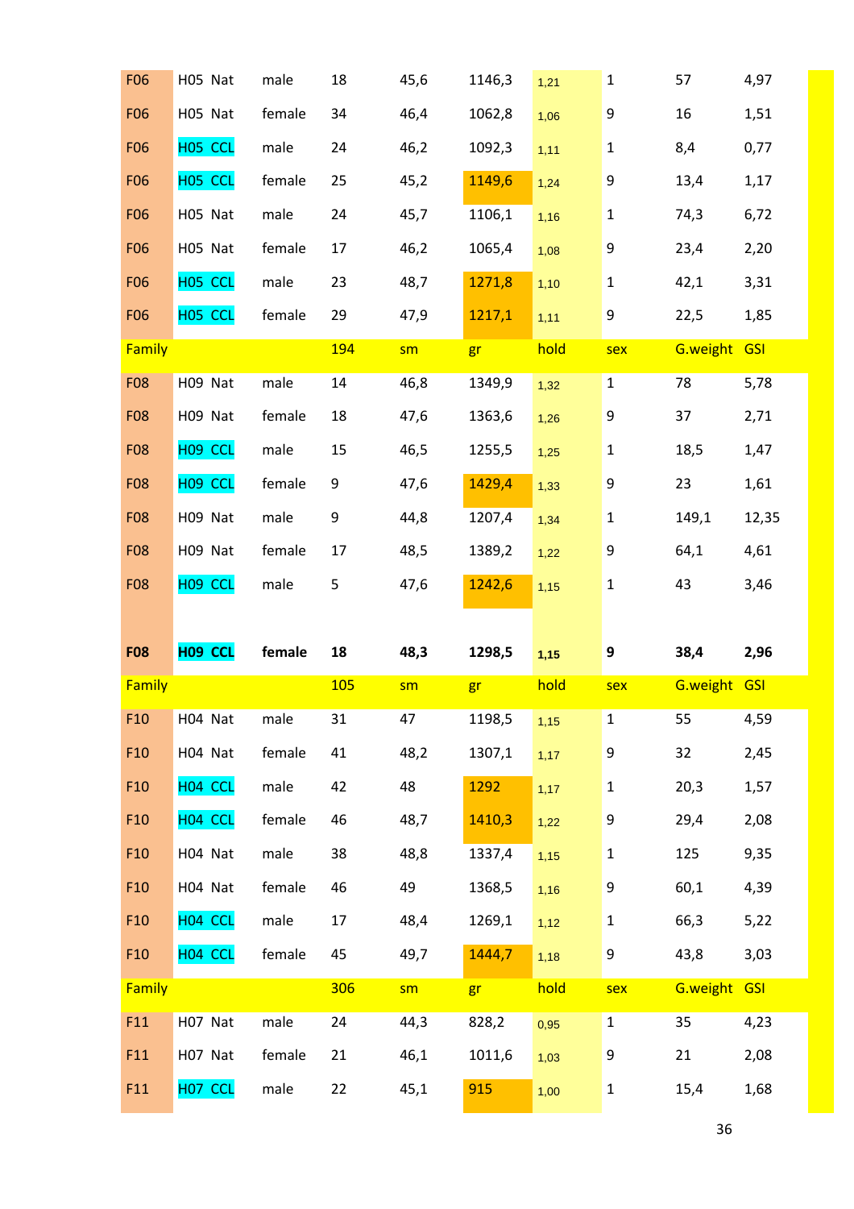| | | | | | | | | | |
|---|---|---|---|---|---|---|---|---|---|
| F06 | H05 Nat | male | 18 | 45,6 | 1146,3 | 1,21 | 1 | 57 | 4,97 |
| F06 | H05 Nat | female | 34 | 46,4 | 1062,8 | 1,06 | 9 | 16 | 1,51 |
| F06 | H05 CCL | male | 24 | 46,2 | 1092,3 | 1,11 | 1 | 8,4 | 0,77 |
| F06 | H05 CCL | female | 25 | 45,2 | 1149,6 | 1,24 | 9 | 13,4 | 1,17 |
| F06 | H05 Nat | male | 24 | 45,7 | 1106,1 | 1,16 | 1 | 74,3 | 6,72 |
| F06 | H05 Nat | female | 17 | 46,2 | 1065,4 | 1,08 | 9 | 23,4 | 2,20 |
| F06 | H05 CCL | male | 23 | 48,7 | 1271,8 | 1,10 | 1 | 42,1 | 3,31 |
| F06 | H05 CCL | female | 29 | 47,9 | 1217,1 | 1,11 | 9 | 22,5 | 1,85 |
| Family | | | 194 | sm | gr | hold | sex | G.weight | GSI |
| F08 | H09 Nat | male | 14 | 46,8 | 1349,9 | 1,32 | 1 | 78 | 5,78 |
| F08 | H09 Nat | female | 18 | 47,6 | 1363,6 | 1,26 | 9 | 37 | 2,71 |
| F08 | H09 CCL | male | 15 | 46,5 | 1255,5 | 1,25 | 1 | 18,5 | 1,47 |
| F08 | H09 CCL | female | 9 | 47,6 | 1429,4 | 1,33 | 9 | 23 | 1,61 |
| F08 | H09 Nat | male | 9 | 44,8 | 1207,4 | 1,34 | 1 | 149,1 | 12,35 |
| F08 | H09 Nat | female | 17 | 48,5 | 1389,2 | 1,22 | 9 | 64,1 | 4,61 |
| F08 | H09 CCL | male | 5 | 47,6 | 1242,6 | 1,15 | 1 | 43 | 3,46 |
| **F08** | **H09 CCL** | **female** | **18** | **48,3** | **1298,5** | **1,15** | **9** | **38,4** | **2,96** |
| Family | | | 105 | sm | gr | hold | sex | G.weight | GSI |
| F10 | H04 Nat | male | 31 | 47 | 1198,5 | 1,15 | 1 | 55 | 4,59 |
| F10 | H04 Nat | female | 41 | 48,2 | 1307,1 | 1,17 | 9 | 32 | 2,45 |
| F10 | H04 CCL | male | 42 | 48 | 1292 | 1,17 | 1 | 20,3 | 1,57 |
| F10 | H04 CCL | female | 46 | 48,7 | 1410,3 | 1,22 | 9 | 29,4 | 2,08 |
| F10 | H04 Nat | male | 38 | 48,8 | 1337,4 | 1,15 | 1 | 125 | 9,35 |
| F10 | H04 Nat | female | 46 | 49 | 1368,5 | 1,16 | 9 | 60,1 | 4,39 |
| F10 | H04 CCL | male | 17 | 48,4 | 1269,1 | 1,12 | 1 | 66,3 | 5,22 |
| F10 | H04 CCL | female | 45 | 49,7 | 1444,7 | 1,18 | 9 | 43,8 | 3,03 |
| Family | | | 306 | sm | gr | hold | sex | G.weight | GSI |
| F11 | H07 Nat | male | 24 | 44,3 | 828,2 | 0,95 | 1 | 35 | 4,23 |
| F11 | H07 Nat | female | 21 | 46,1 | 1011,6 | 1,03 | 9 | 21 | 2,08 |
| F11 | H07 CCL | male | 22 | 45,1 | 915 | 1,00 | 1 | 15,4 | 1,68 |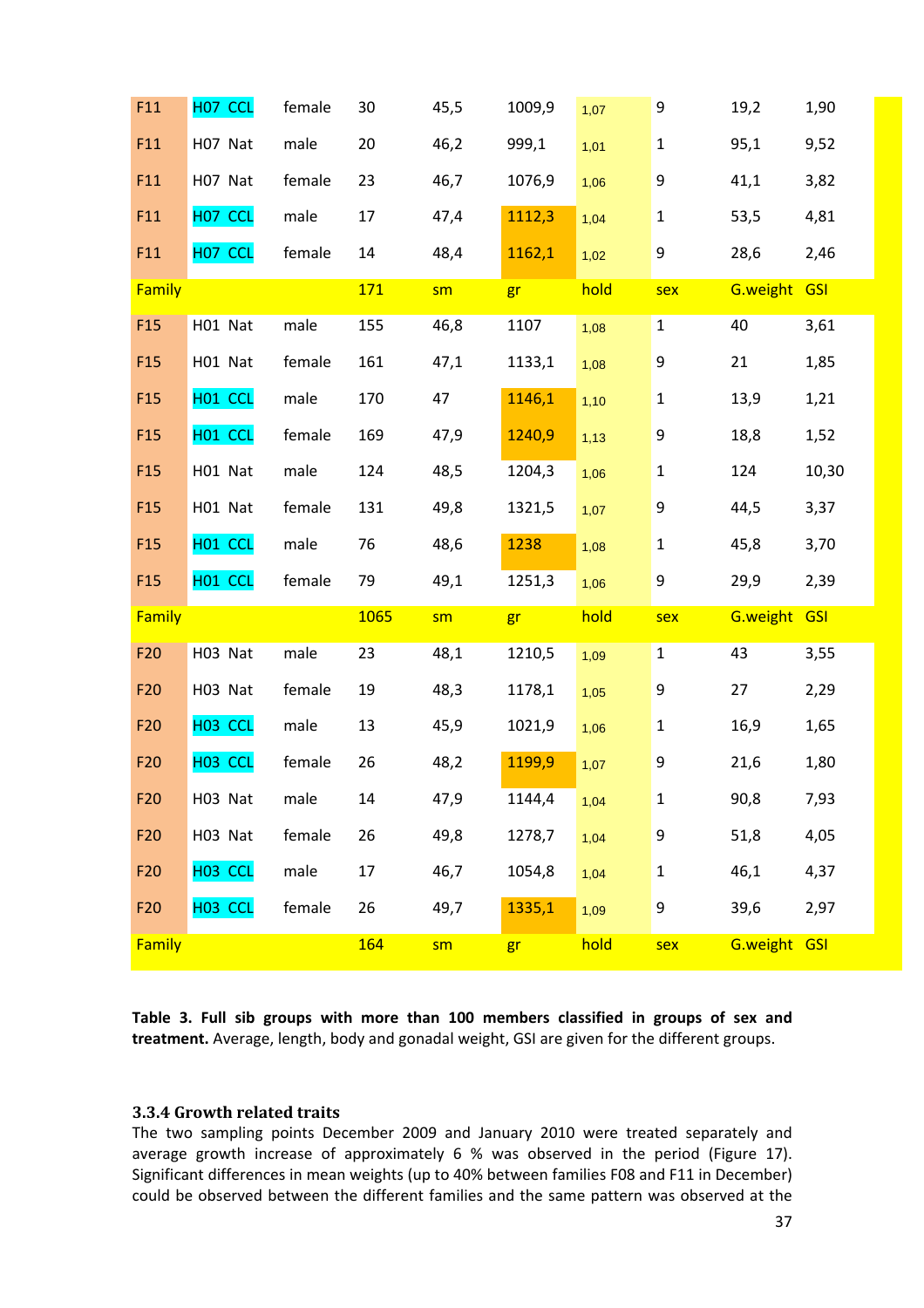| | | | | | | | | | |
|---|---|---|---|---|---|---|---|---|---|
| F11 | H07 CCL | female | 30 | 45,5 | 1009,9 | 1,07 | 9 | 19,2 | 1,90 |
| F11 | H07 Nat | male | 20 | 46,2 | 999,1 | 1,01 | 1 | 95,1 | 9,52 |
| F11 | H07 Nat | female | 23 | 46,7 | 1076,9 | 1,06 | 9 | 41,1 | 3,82 |
| F11 | H07 CCL | male | 17 | 47,4 | 1112,3 | 1,04 | 1 | 53,5 | 4,81 |
| F11 | H07 CCL | female | 14 | 48,4 | 1162,1 | 1,02 | 9 | 28,6 | 2,46 |
| Family | | | 171 | sm | gr | hold | sex | G.weight | GSI |
| F15 | H01 Nat | male | 155 | 46,8 | 1107 | 1,08 | 1 | 40 | 3,61 |
| F15 | H01 Nat | female | 161 | 47,1 | 1133,1 | 1,08 | 9 | 21 | 1,85 |
| F15 | H01 CCL | male | 170 | 47 | 1146,1 | 1,10 | 1 | 13,9 | 1,21 |
| F15 | H01 CCL | female | 169 | 47,9 | 1240,9 | 1,13 | 9 | 18,8 | 1,52 |
| F15 | H01 Nat | male | 124 | 48,5 | 1204,3 | 1,06 | 1 | 124 | 10,30 |
| F15 | H01 Nat | female | 131 | 49,8 | 1321,5 | 1,07 | 9 | 44,5 | 3,37 |
| F15 | H01 CCL | male | 76 | 48,6 | 1238 | 1,08 | 1 | 45,8 | 3,70 |
| F15 | H01 CCL | female | 79 | 49,1 | 1251,3 | 1,06 | 9 | 29,9 | 2,39 |
| Family | | | 1065 | sm | gr | hold | sex | G.weight | GSI |
| F20 | H03 Nat | male | 23 | 48,1 | 1210,5 | 1,09 | 1 | 43 | 3,55 |
| F20 | H03 Nat | female | 19 | 48,3 | 1178,1 | 1,05 | 9 | 27 | 2,29 |
| F20 | H03 CCL | male | 13 | 45,9 | 1021,9 | 1,06 | 1 | 16,9 | 1,65 |
| F20 | H03 CCL | female | 26 | 48,2 | 1199,9 | 1,07 | 9 | 21,6 | 1,80 |
| F20 | H03 Nat | male | 14 | 47,9 | 1144,4 | 1,04 | 1 | 90,8 | 7,93 |
| F20 | H03 Nat | female | 26 | 49,8 | 1278,7 | 1,04 | 9 | 51,8 | 4,05 |
| F20 | H03 CCL | male | 17 | 46,7 | 1054,8 | 1,04 | 1 | 46,1 | 4,37 |
| F20 | H03 CCL | female | 26 | 49,7 | 1335,1 | 1,09 | 9 | 39,6 | 2,97 |
| Family | | | 164 | sm | gr | hold | sex | G.weight | GSI |

**Table 3. Full sib groups with more than 100 members classified in groups of sex and treatment.** Average, length, body and gonadal weight, GSI are given for the different groups.

### 3.3.4 Growth related traits

The two sampling points December 2009 and January 2010 were treated separately and average growth increase of approximately 6 % was observed in the period (Figure 17). Significant differences in mean weights (up to 40% between families F08 and F11 in December) could be observed between the different families and the same pattern was observed at the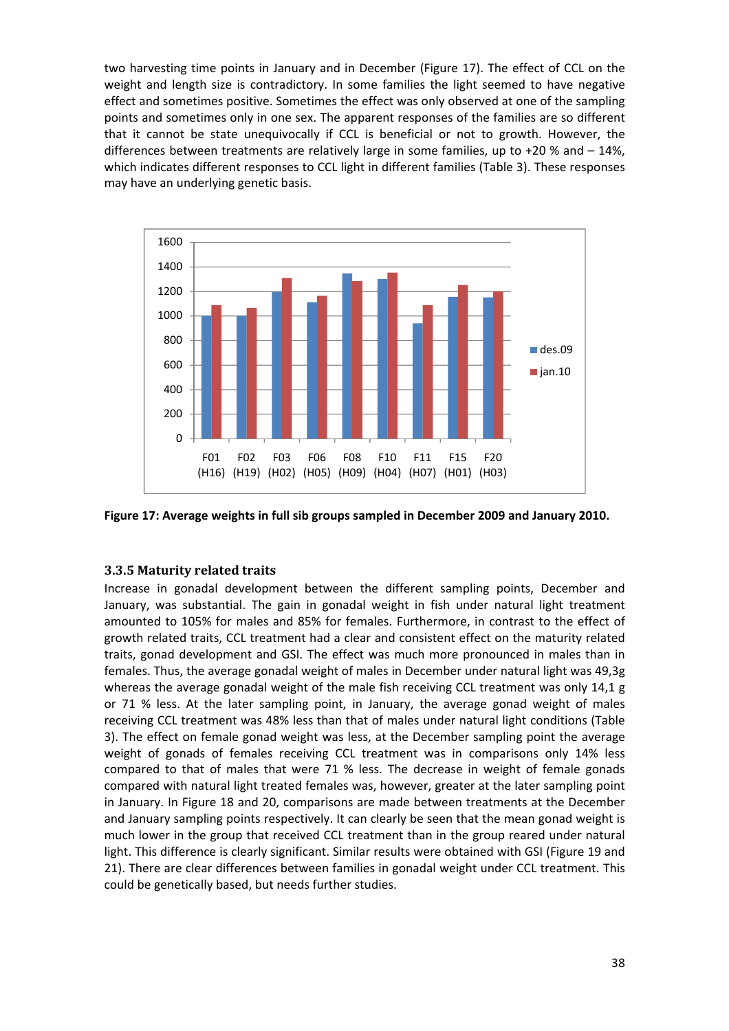two harvesting time points in January and in December (Figure 17). The effect of CCL on the weight and length size is contradictory. In some families the light seemed to have negative effect and sometimes positive. Sometimes the effect was only observed at one of the sampling points and sometimes only in one sex. The apparent responses of the families are so different that it cannot be state unequivocally if CCL is beneficial or not to growth. However, the differences between treatments are relatively large in some families, up to +20 % and – 14%, which indicates different responses to CCL light in different families (Table 3). These responses may have an underlying genetic basis.

**Figure 17: Average weights in full sib groups sampled in December 2009 and January 2010.**

### 3.3.5 Maturity related traits

Increase in gonadal development between the different sampling points, December and January, was substantial. The gain in gonadal weight in fish under natural light treatment amounted to 105% for males and 85% for females. Furthermore, in contrast to the effect of growth related traits, CCL treatment had a clear and consistent effect on the maturity related traits, gonad development and GSI. The effect was much more pronounced in males than in females. Thus, the average gonadal weight of males in December under natural light was 49,3g whereas the average gonadal weight of the male fish receiving CCL treatment was only 14,1 g or 71 % less. At the later sampling point, in January, the average gonad weight of males receiving CCL treatment was 48% less than that of males under natural light conditions (Table 3). The effect on female gonad weight was less, at the December sampling point the average weight of gonads of females receiving CCL treatment was in comparisons only 14% less compared to that of males that were 71 % less. The decrease in weight of female gonads compared with natural light treated females was, however, greater at the later sampling point in January. In Figure 18 and 20, comparisons are made between treatments at the December and January sampling points respectively. It can clearly be seen that the mean gonad weight is much lower in the group that received CCL treatment than in the group reared under natural light. This difference is clearly significant. Similar results were obtained with GSI (Figure 19 and 21). There are clear differences between families in gonadal weight under CCL treatment. This could be genetically based, but needs further studies.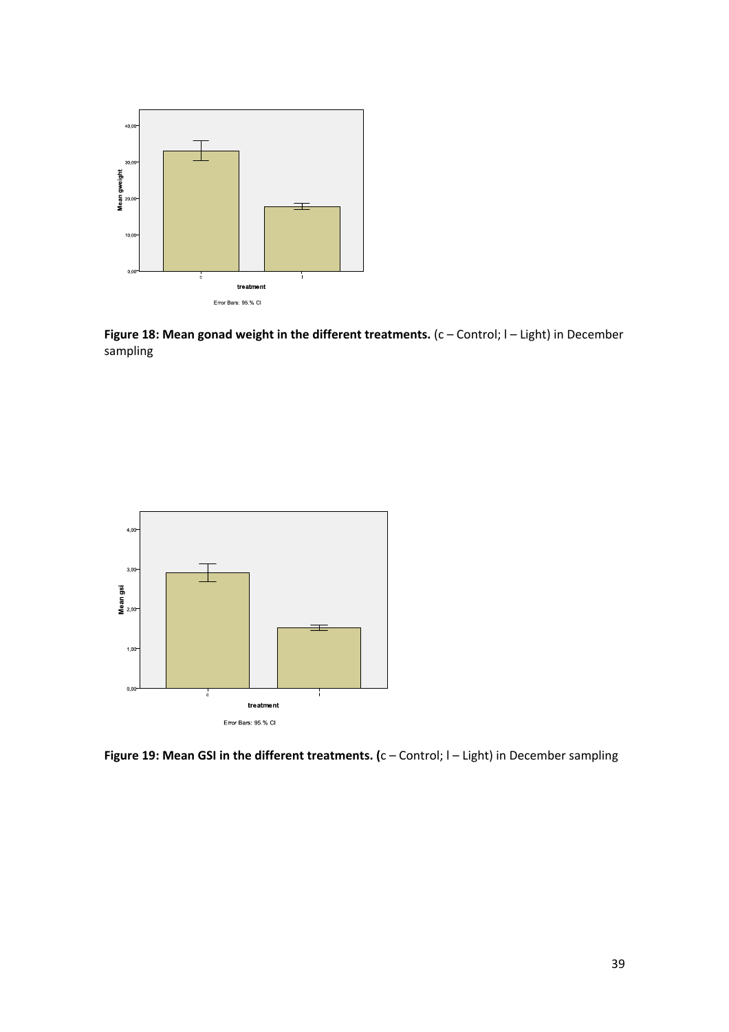**Figure 18: Mean gonad weight in the different treatments.** (c – Control; l – Light) in December sampling

**Figure 19: Mean GSI in the different treatments. (**c – Control; l – Light) in December sampling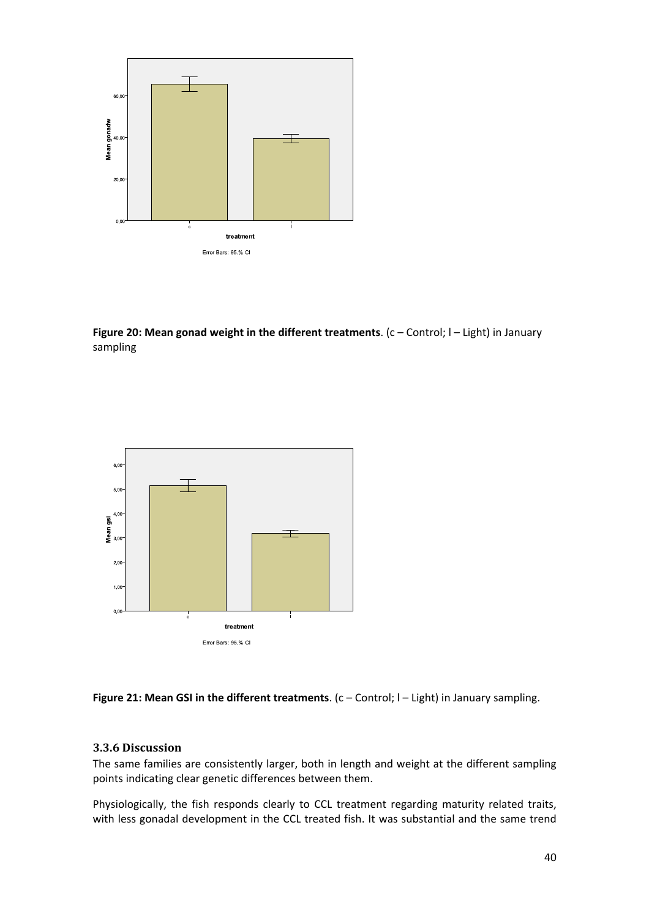**Figure 20: Mean gonad weight in the different treatments**. (c – Control; l – Light) in January sampling

**Figure 21: Mean GSI in the different treatments**. (c – Control; l – Light) in January sampling.

### 3.3.6 Discussion

The same families are consistently larger, both in length and weight at the different sampling points indicating clear genetic differences between them.

Physiologically, the fish responds clearly to CCL treatment regarding maturity related traits, with less gonadal development in the CCL treated fish. It was substantial and the same trend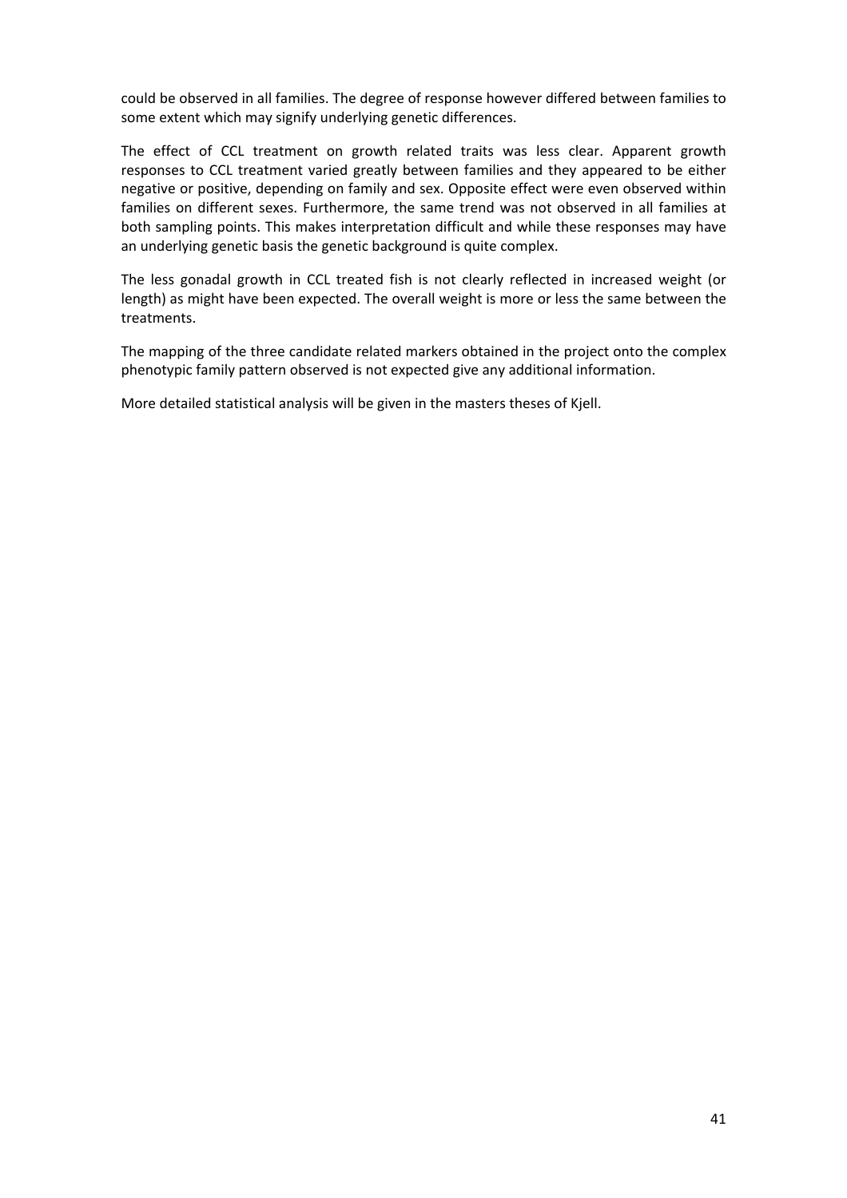could be observed in all families. The degree of response however differed between families to some extent which may signify underlying genetic differences.

The effect of CCL treatment on growth related traits was less clear. Apparent growth responses to CCL treatment varied greatly between families and they appeared to be either negative or positive, depending on family and sex. Opposite effect were even observed within families on different sexes. Furthermore, the same trend was not observed in all families at both sampling points. This makes interpretation difficult and while these responses may have an underlying genetic basis the genetic background is quite complex.

The less gonadal growth in CCL treated fish is not clearly reflected in increased weight (or length) as might have been expected. The overall weight is more or less the same between the treatments.

The mapping of the three candidate related markers obtained in the project onto the complex phenotypic family pattern observed is not expected give any additional information.

More detailed statistical analysis will be given in the masters theses of Kjell.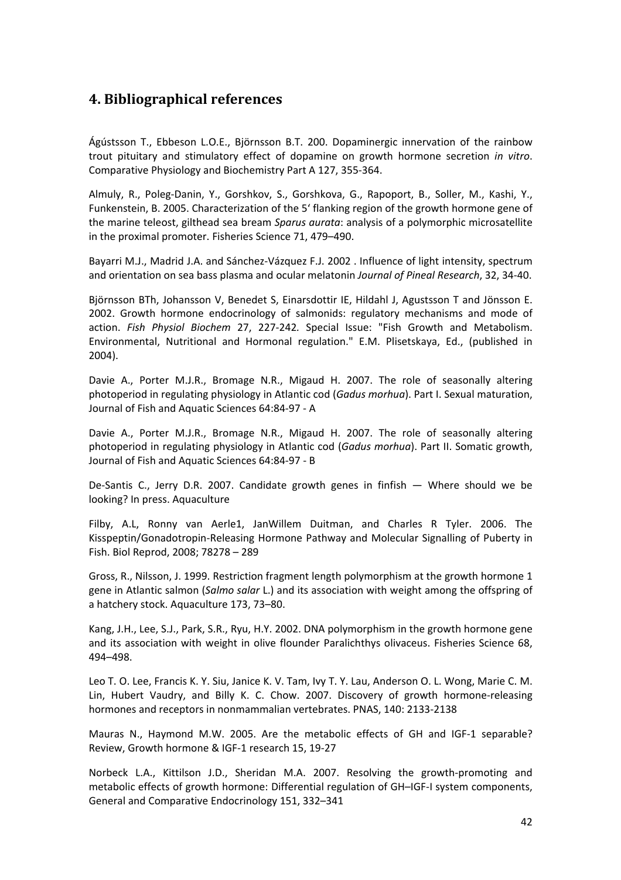## 4. Bibliographical references

Ágústsson T., Ebbeson L.O.E., Björnsson B.T. 200. Dopaminergic innervation of the rainbow trout pituitary and stimulatory effect of dopamine on growth hormone secretion *in vitro*. Comparative Physiology and Biochemistry Part A 127, 355-364.

Almuly, R., Poleg-Danin, Y., Gorshkov, S., Gorshkova, G., Rapoport, B., Soller, M., Kashi, Y., Funkenstein, B. 2005. Characterization of the 5' flanking region of the growth hormone gene of the marine teleost, gilthead sea bream *Sparus aurata*: analysis of a polymorphic microsatellite in the proximal promoter. Fisheries Science 71, 479–490.

Bayarri M.J., Madrid J.A. and Sánchez-Vázquez F.J. 2002 . Influence of light intensity, spectrum and orientation on sea bass plasma and ocular melatonin *Journal of Pineal Research*, 32, 34-40.

Björnsson BTh, Johansson V, Benedet S, Einarsdottir IE, Hildahl J, Agustsson T and Jönsson E. 2002. Growth hormone endocrinology of salmonids: regulatory mechanisms and mode of action. *Fish Physiol Biochem* 27, 227-242. Special Issue: "Fish Growth and Metabolism. Environmental, Nutritional and Hormonal regulation." E.M. Plisetskaya, Ed., (published in 2004).

Davie A., Porter M.J.R., Bromage N.R., Migaud H. 2007. The role of seasonally altering photoperiod in regulating physiology in Atlantic cod (*Gadus morhua*). Part I. Sexual maturation, Journal of Fish and Aquatic Sciences 64:84-97 - A

Davie A., Porter M.J.R., Bromage N.R., Migaud H. 2007. The role of seasonally altering photoperiod in regulating physiology in Atlantic cod (*Gadus morhua*). Part II. Somatic growth, Journal of Fish and Aquatic Sciences 64:84-97 - B

De-Santis C., Jerry D.R. 2007. Candidate growth genes in finfish — Where should we be looking? In press. Aquaculture

Filby, A.L, Ronny van Aerle1, JanWillem Duitman, and Charles R Tyler. 2006. The Kisspeptin/Gonadotropin-Releasing Hormone Pathway and Molecular Signalling of Puberty in Fish. Biol Reprod, 2008; 78278 – 289

Gross, R., Nilsson, J. 1999. Restriction fragment length polymorphism at the growth hormone 1 gene in Atlantic salmon (*Salmo salar* L.) and its association with weight among the offspring of a hatchery stock. Aquaculture 173, 73–80.

Kang, J.H., Lee, S.J., Park, S.R., Ryu, H.Y. 2002. DNA polymorphism in the growth hormone gene and its association with weight in olive flounder Paralichthys olivaceus. Fisheries Science 68, 494–498.

Leo T. O. Lee, Francis K. Y. Siu, Janice K. V. Tam, Ivy T. Y. Lau, Anderson O. L. Wong, Marie C. M. Lin, Hubert Vaudry, and Billy K. C. Chow. 2007. Discovery of growth hormone-releasing hormones and receptors in nonmammalian vertebrates. PNAS, 140: 2133-2138

Mauras N., Haymond M.W. 2005. Are the metabolic effects of GH and IGF-1 separable? Review, Growth hormone & IGF-1 research 15, 19-27

Norbeck L.A., Kittilson J.D., Sheridan M.A. 2007. Resolving the growth-promoting and metabolic effects of growth hormone: Differential regulation of GH–IGF-I system components, General and Comparative Endocrinology 151, 332–341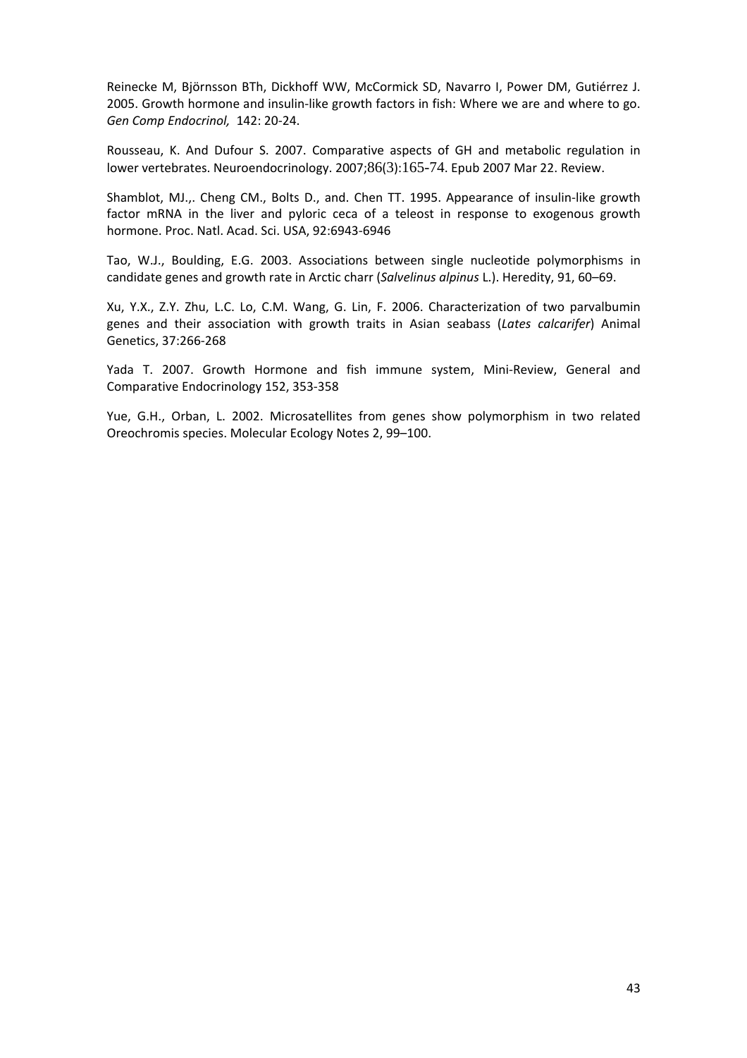Reinecke M, Björnsson BTh, Dickhoff WW, McCormick SD, Navarro I, Power DM, Gutiérrez J. 2005. Growth hormone and insulin-like growth factors in fish: Where we are and where to go. *Gen Comp Endocrinol,* 142: 20-24.

Rousseau, K. And Dufour S. 2007. Comparative aspects of GH and metabolic regulation in lower vertebrates. Neuroendocrinology. 2007;86(3):165-74. Epub 2007 Mar 22. Review.

Shamblot, MJ.,. Cheng CM., Bolts D., and. Chen TT. 1995. Appearance of insulin-like growth factor mRNA in the liver and pyloric ceca of a teleost in response to exogenous growth hormone. Proc. Natl. Acad. Sci. USA, 92:6943-6946

Tao, W.J., Boulding, E.G. 2003. Associations between single nucleotide polymorphisms in candidate genes and growth rate in Arctic charr (*Salvelinus alpinus* L.). Heredity, 91, 60–69.

Xu, Y.X., Z.Y. Zhu, L.C. Lo, C.M. Wang, G. Lin, F. 2006. Characterization of two parvalbumin genes and their association with growth traits in Asian seabass (*Lates calcarifer*) Animal Genetics, 37:266-268

Yada T. 2007. Growth Hormone and fish immune system, Mini-Review, General and Comparative Endocrinology 152, 353-358

Yue, G.H., Orban, L. 2002. Microsatellites from genes show polymorphism in two related Oreochromis species. Molecular Ecology Notes 2, 99–100.